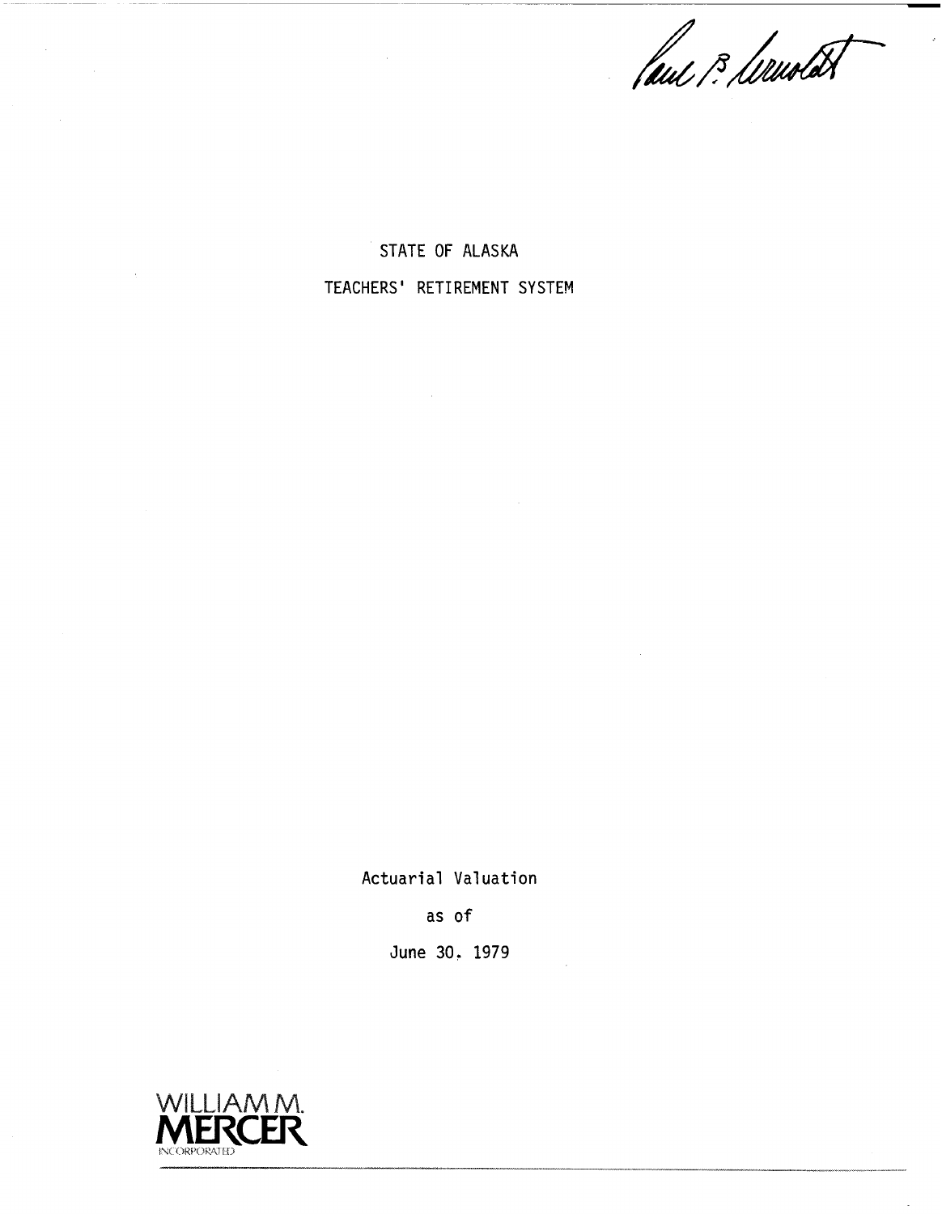# STATE OF ALASKA

# TEACHERS' RETIREMENT SYSTEM

Actuarial Valuation

as of

June 30, 1979

WILLIAM M. MERCER INCORPORATED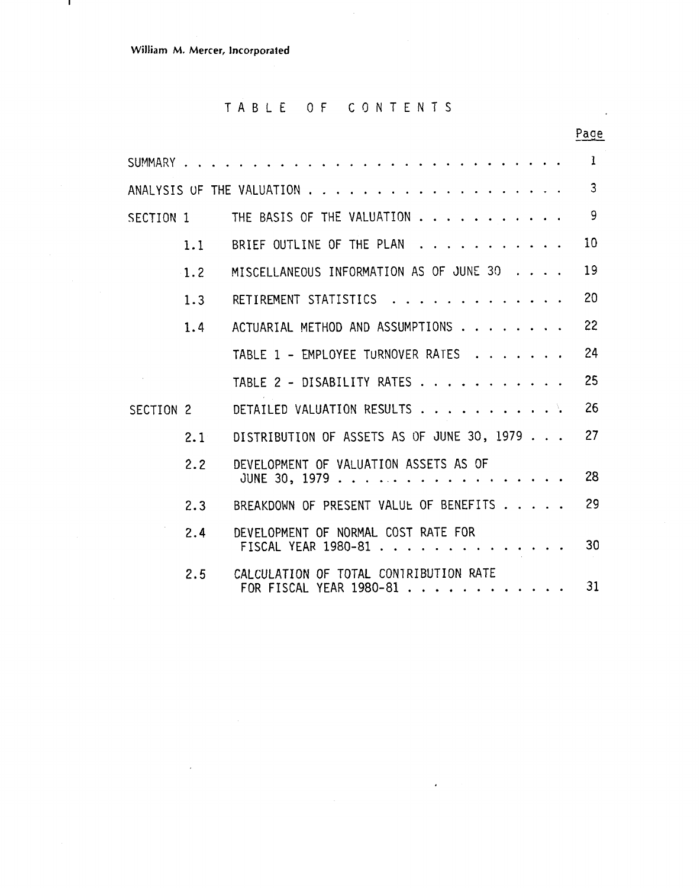William M. Mercer, Incorporated

# TABLE OF CONTENTS

| | | Page |
|---|---|---|
| SUMMARY | | 1 |
| ANALYSIS OF THE VALUATION | | 3 |
| SECTION 1 | THE BASIS OF THE VALUATION | 9 |
| 1.1 | BRIEF OUTLINE OF THE PLAN | 10 |
| 1.2 | MISCELLANEOUS INFORMATION AS OF JUNE 30 | 19 |
| 1.3 | RETIREMENT STATISTICS | 20 |
| 1.4 | ACTUARIAL METHOD AND ASSUMPTIONS | 22 |
| | TABLE 1 - EMPLOYEE TURNOVER RATES | 24 |
| | TABLE 2 - DISABILITY RATES | 25 |
| SECTION 2 | DETAILED VALUATION RESULTS | 26 |
| 2.1 | DISTRIBUTION OF ASSETS AS OF JUNE 30, 1979 | 27 |
| 2.2 | DEVELOPMENT OF VALUATION ASSETS AS OF JUNE 30, 1979 | 28 |
| 2.3 | BREAKDOWN OF PRESENT VALUE OF BENEFITS | 29 |
| 2.4 | DEVELOPMENT OF NORMAL COST RATE FOR FISCAL YEAR 1980-81 | 30 |
| 2.5 | CALCULATION OF TOTAL CONTRIBUTION RATE FOR FISCAL YEAR 1980-81 | 31 |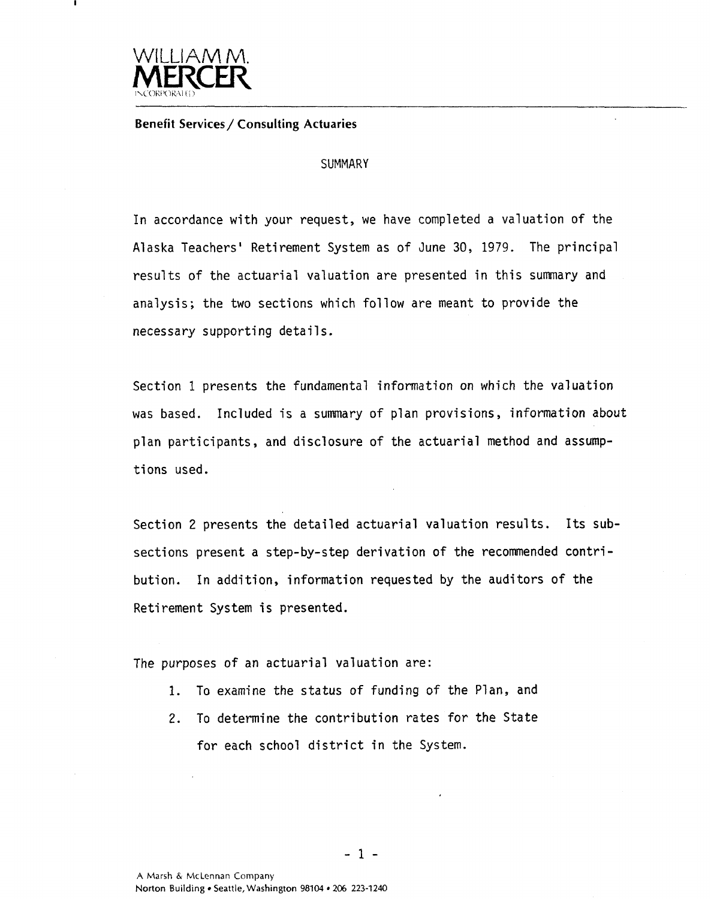WILLIAM M. MERCER INCORPORATED

**Benefit Services / Consulting Actuaries**

## SUMMARY

In accordance with your request, we have completed a valuation of the Alaska Teachers' Retirement System as of June 30, 1979. The principal results of the actuarial valuation are presented in this summary and analysis; the two sections which follow are meant to provide the necessary supporting details.

Section 1 presents the fundamental information on which the valuation was based. Included is a summary of plan provisions, information about plan participants, and disclosure of the actuarial method and assumptions used.

Section 2 presents the detailed actuarial valuation results. Its subsections present a step-by-step derivation of the recommended contribution. In addition, information requested by the auditors of the Retirement System is presented.

The purposes of an actuarial valuation are:

1. To examine the status of funding of the Plan, and
2. To determine the contribution rates for the State for each school district in the System.

A Marsh & McLennan Company
Norton Building • Seattle, Washington 98104 • 206 223-1240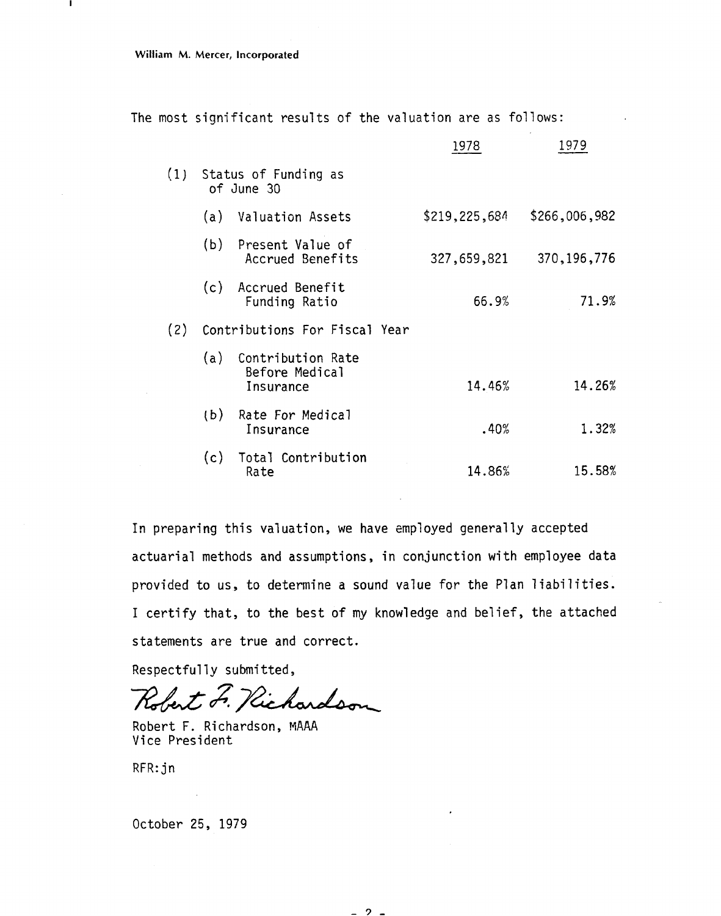William M. Mercer, Incorporated

The most significant results of the valuation are as follows:

| | 1978 | 1979 |
|---|---|---|
| (1) Status of Funding as of June 30 | | |
| (a) Valuation Assets | $219,225,684 | $266,006,982 |
| (b) Present Value of Accrued Benefits | 327,659,821 | 370,196,776 |
| (c) Accrued Benefit Funding Ratio | 66.9% | 71.9% |
| (2) Contributions For Fiscal Year | | |
| (a) Contribution Rate Before Medical Insurance | 14.46% | 14.26% |
| (b) Rate For Medical Insurance | .40% | 1.32% |
| (c) Total Contribution Rate | 14.86% | 15.58% |

In preparing this valuation, we have employed generally accepted actuarial methods and assumptions, in conjunction with employee data provided to us, to determine a sound value for the Plan liabilities. I certify that, to the best of my knowledge and belief, the attached statements are true and correct.

Respectfully submitted,

Robert F. Richardson

Robert F. Richardson, MAAA
Vice President

RFR:jn

October 25, 1979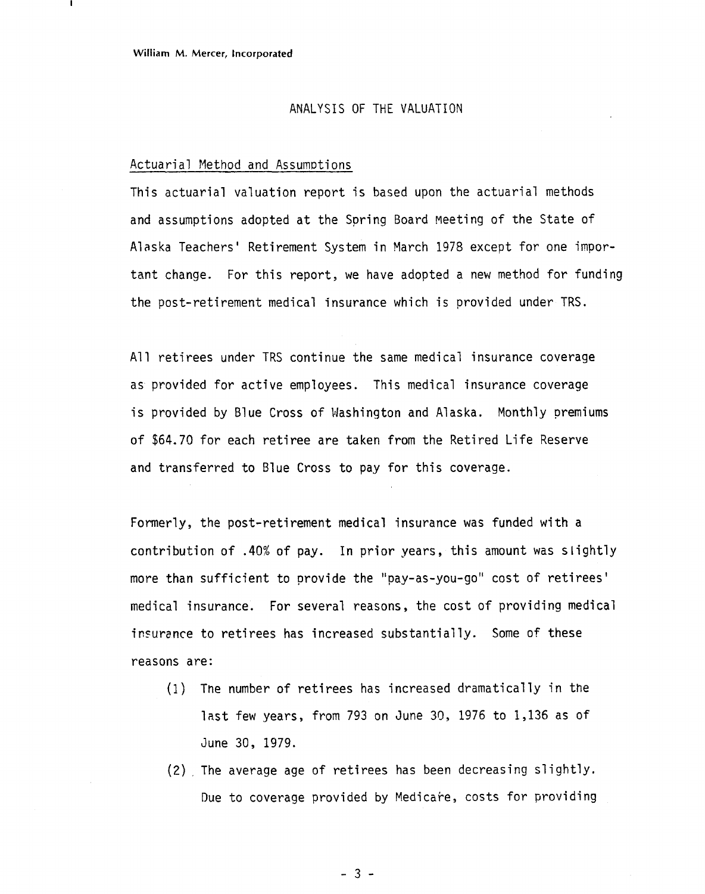## ANALYSIS OF THE VALUATION

### Actuarial Method and Assumptions

This actuarial valuation report is based upon the actuarial methods and assumptions adopted at the Spring Board Meeting of the State of Alaska Teachers' Retirement System in March 1978 except for one important change. For this report, we have adopted a new method for funding the post-retirement medical insurance which is provided under TRS.

All retirees under TRS continue the same medical insurance coverage as provided for active employees. This medical insurance coverage is provided by Blue Cross of Washington and Alaska. Monthly premiums of $64.70 for each retiree are taken from the Retired Life Reserve and transferred to Blue Cross to pay for this coverage.

Formerly, the post-retirement medical insurance was funded with a contribution of .40% of pay. In prior years, this amount was slightly more than sufficient to provide the "pay-as-you-go" cost of retirees' medical insurance. For several reasons, the cost of providing medical insurance to retirees has increased substantially. Some of these reasons are:

(1) The number of retirees has increased dramatically in the last few years, from 793 on June 30, 1976 to 1,136 as of June 30, 1979.

(2) The average age of retirees has been decreasing slightly. Due to coverage provided by Medicare, costs for providing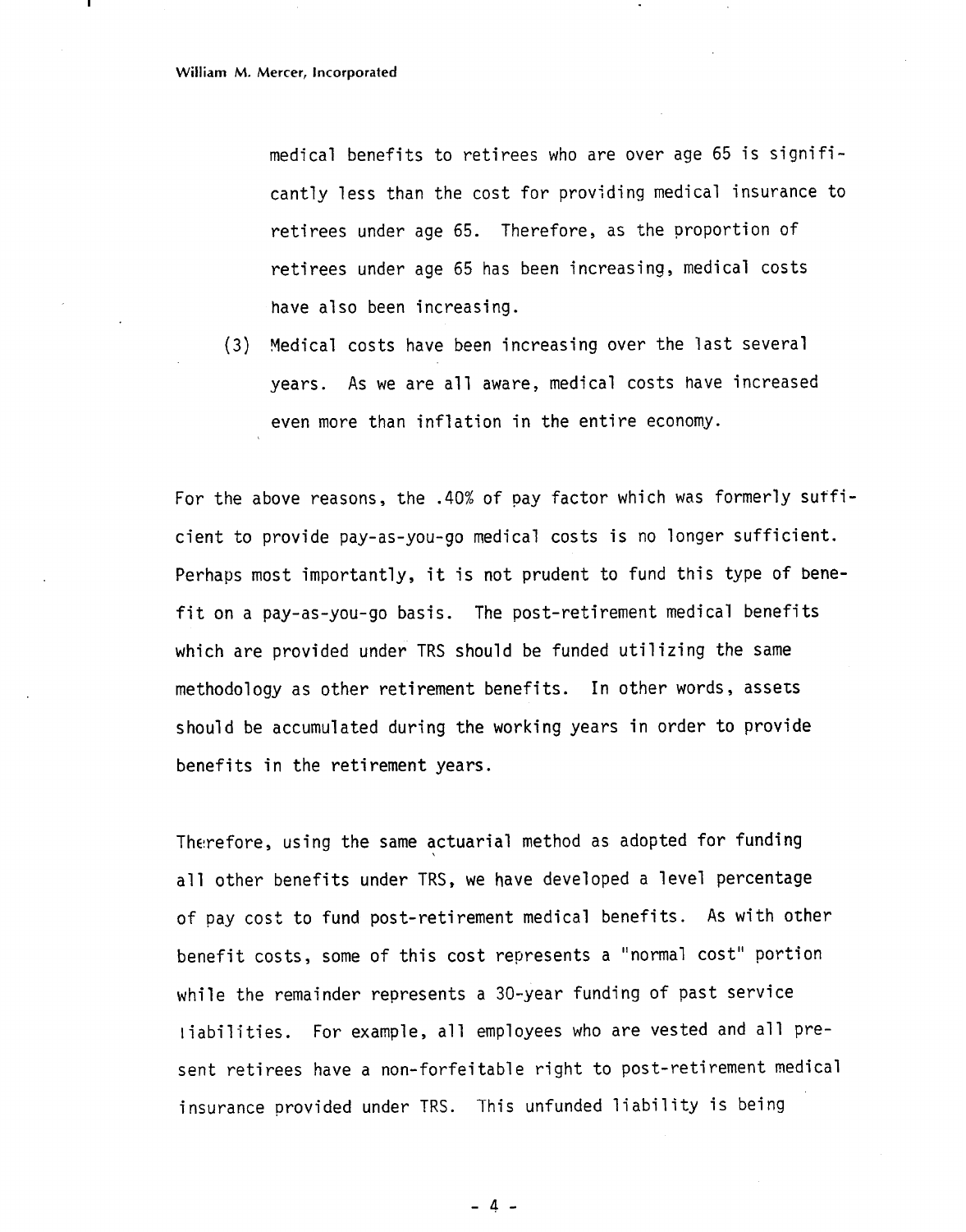medical benefits to retirees who are over age 65 is significantly less than the cost for providing medical insurance to retirees under age 65. Therefore, as the proportion of retirees under age 65 has been increasing, medical costs have also been increasing.

(3) Medical costs have been increasing over the last several years. As we are all aware, medical costs have increased even more than inflation in the entire economy.

For the above reasons, the .40% of pay factor which was formerly sufficient to provide pay-as-you-go medical costs is no longer sufficient. Perhaps most importantly, it is not prudent to fund this type of benefit on a pay-as-you-go basis. The post-retirement medical benefits which are provided under TRS should be funded utilizing the same methodology as other retirement benefits. In other words, assets should be accumulated during the working years in order to provide benefits in the retirement years.

Therefore, using the same actuarial method as adopted for funding all other benefits under TRS, we have developed a level percentage of pay cost to fund post-retirement medical benefits. As with other benefit costs, some of this cost represents a "normal cost" portion while the remainder represents a 30-year funding of past service liabilities. For example, all employees who are vested and all present retirees have a non-forfeitable right to post-retirement medical insurance provided under TRS. This unfunded liability is being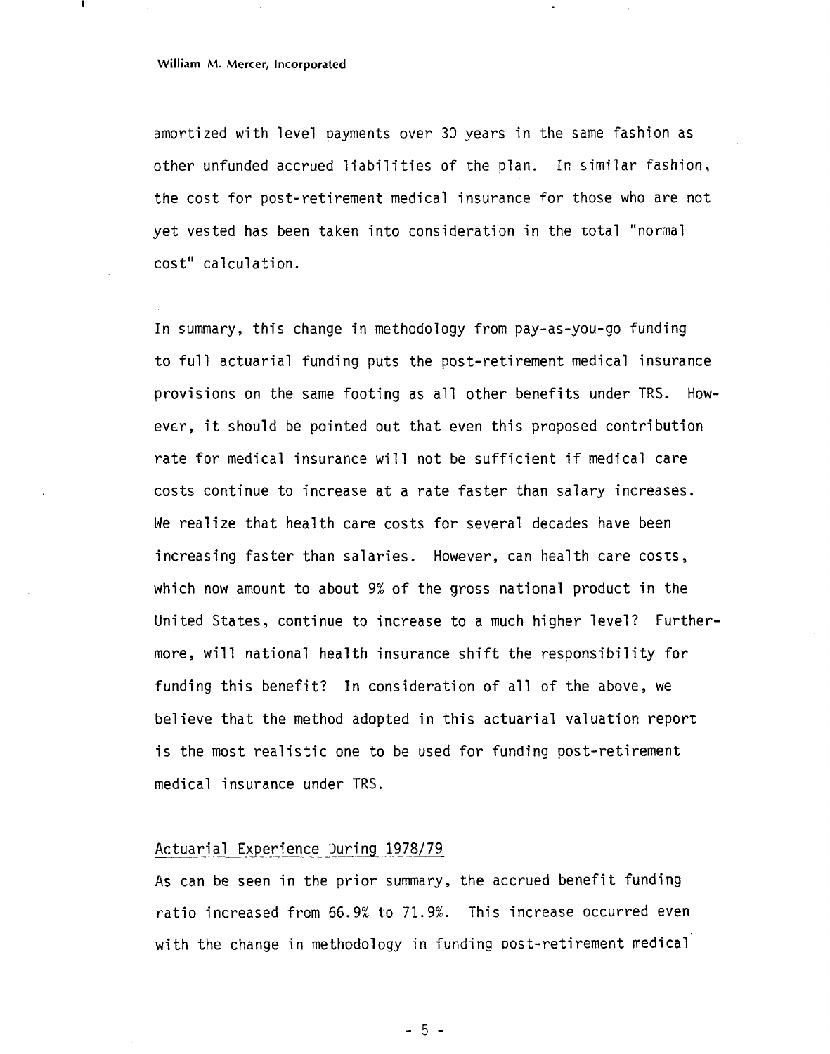amortized with level payments over 30 years in the same fashion as other unfunded accrued liabilities of the plan. In similar fashion, the cost for post-retirement medical insurance for those who are not yet vested has been taken into consideration in the total "normal cost" calculation.

In summary, this change in methodology from pay-as-you-go funding to full actuarial funding puts the post-retirement medical insurance provisions on the same footing as all other benefits under TRS. However, it should be pointed out that even this proposed contribution rate for medical insurance will not be sufficient if medical care costs continue to increase at a rate faster than salary increases. We realize that health care costs for several decades have been increasing faster than salaries. However, can health care costs, which now amount to about 9% of the gross national product in the United States, continue to increase to a much higher level? Furthermore, will national health insurance shift the responsibility for funding this benefit? In consideration of all of the above, we believe that the method adopted in this actuarial valuation report is the most realistic one to be used for funding post-retirement medical insurance under TRS.

## Actuarial Experience During 1978/79

As can be seen in the prior summary, the accrued benefit funding ratio increased from 66.9% to 71.9%. This increase occurred even with the change in methodology in funding post-retirement medical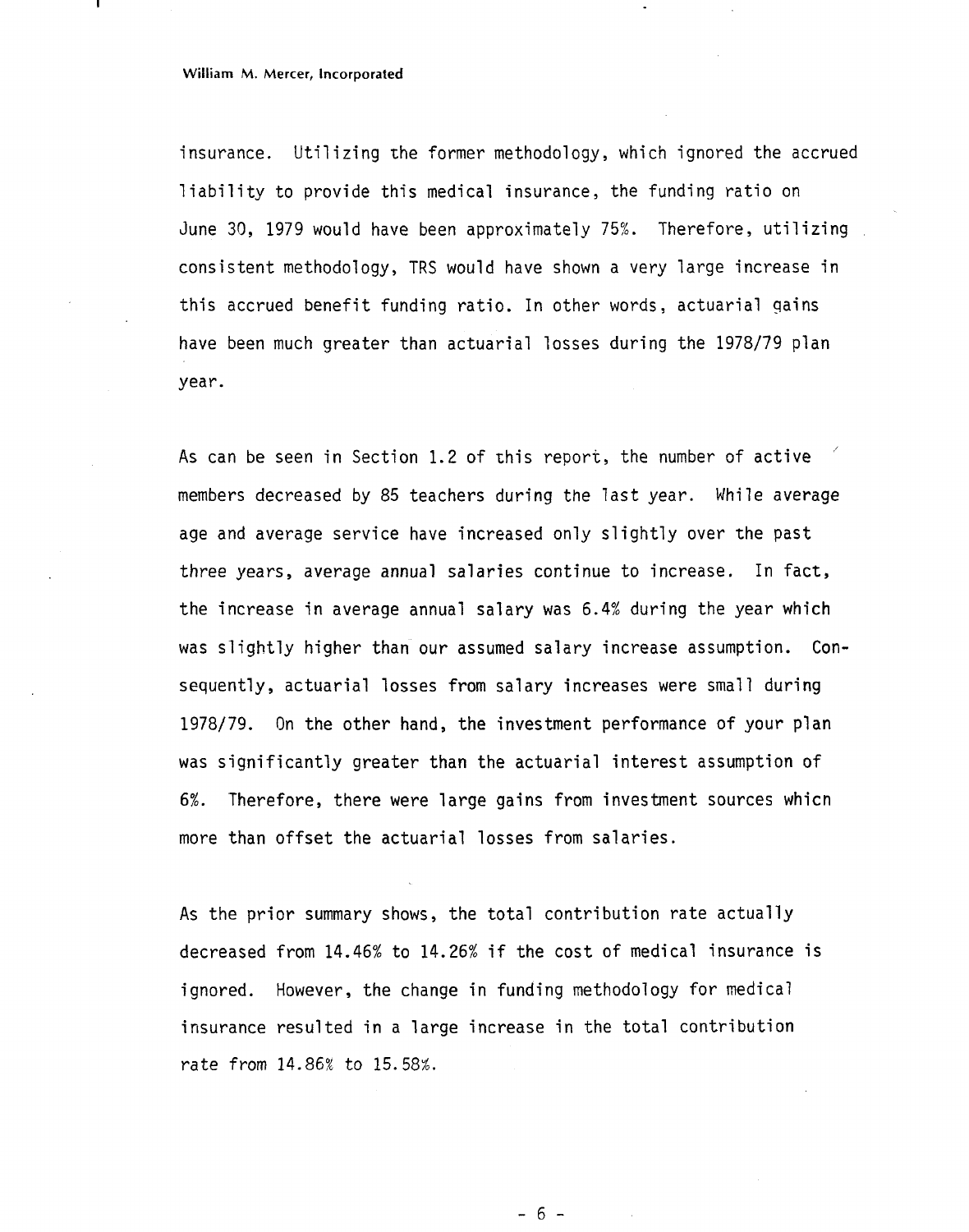insurance. Utilizing the former methodology, which ignored the accrued liability to provide this medical insurance, the funding ratio on June 30, 1979 would have been approximately 75%. Therefore, utilizing consistent methodology, TRS would have shown a very large increase in this accrued benefit funding ratio. In other words, actuarial gains have been much greater than actuarial losses during the 1978/79 plan year.

As can be seen in Section 1.2 of this report, the number of active members decreased by 85 teachers during the last year. While average age and average service have increased only slightly over the past three years, average annual salaries continue to increase. In fact, the increase in average annual salary was 6.4% during the year which was slightly higher than our assumed salary increase assumption. Consequently, actuarial losses from salary increases were small during 1978/79. On the other hand, the investment performance of your plan was significantly greater than the actuarial interest assumption of 6%. Therefore, there were large gains from investment sources whicn more than offset the actuarial losses from salaries.

As the prior summary shows, the total contribution rate actually decreased from 14.46% to 14.26% if the cost of medical insurance is ignored. However, the change in funding methodology for medical insurance resulted in a large increase in the total contribution rate from 14.86% to 15.58%.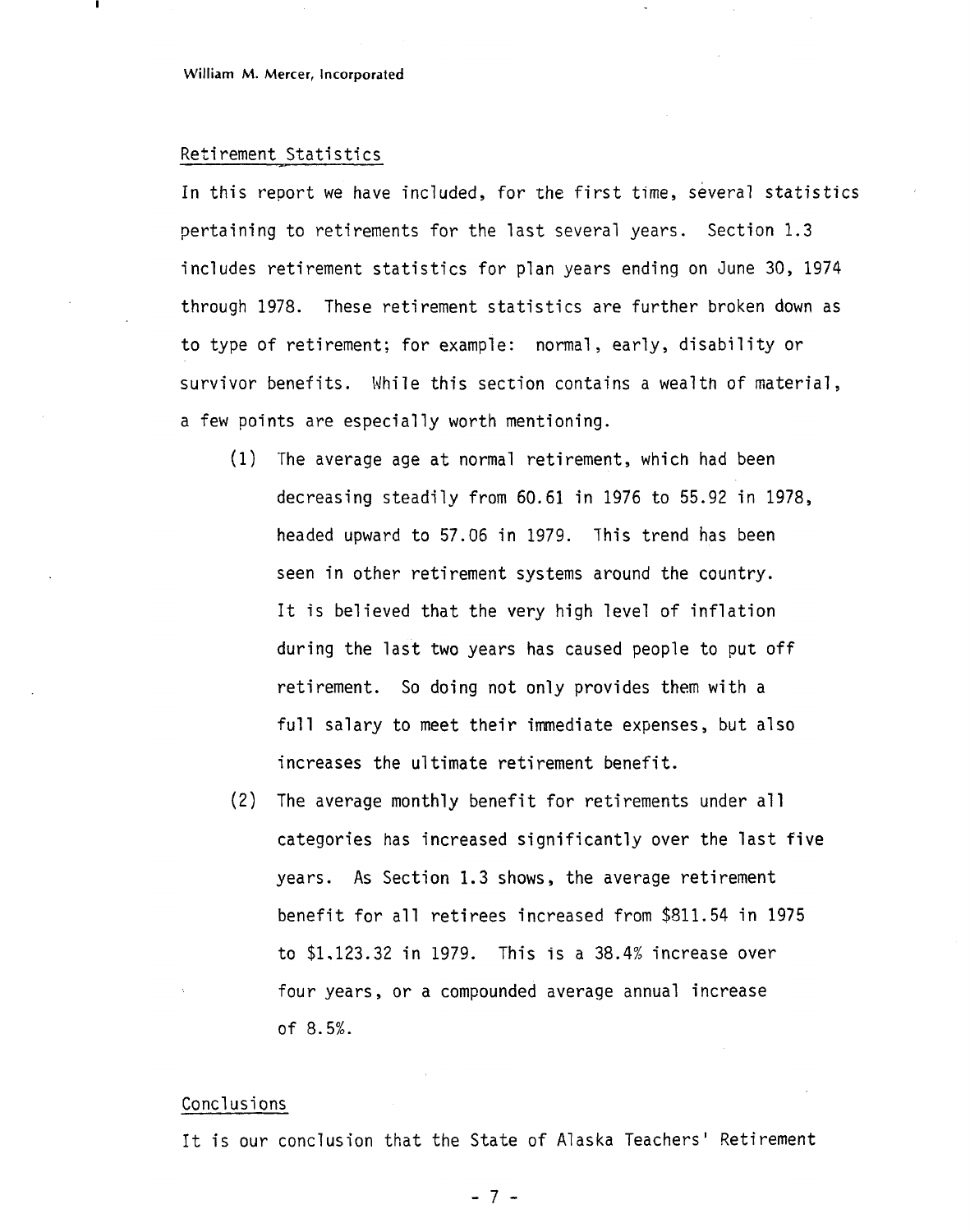## Retirement Statistics

In this report we have included, for the first time, several statistics pertaining to retirements for the last several years. Section 1.3 includes retirement statistics for plan years ending on June 30, 1974 through 1978. These retirement statistics are further broken down as to type of retirement; for example: normal, early, disability or survivor benefits. While this section contains a wealth of material, a few points are especially worth mentioning.

(1) The average age at normal retirement, which had been decreasing steadily from 60.61 in 1976 to 55.92 in 1978, headed upward to 57.06 in 1979. This trend has been seen in other retirement systems around the country. It is believed that the very high level of inflation during the last two years has caused people to put off retirement. So doing not only provides them with a full salary to meet their immediate expenses, but also increases the ultimate retirement benefit.

(2) The average monthly benefit for retirements under all categories has increased significantly over the last five years. As Section 1.3 shows, the average retirement benefit for all retirees increased from $811.54 in 1975 to $1,123.32 in 1979. This is a 38.4% increase over four years, or a compounded average annual increase of 8.5%.

## Conclusions

It is our conclusion that the State of Alaska Teachers' Retirement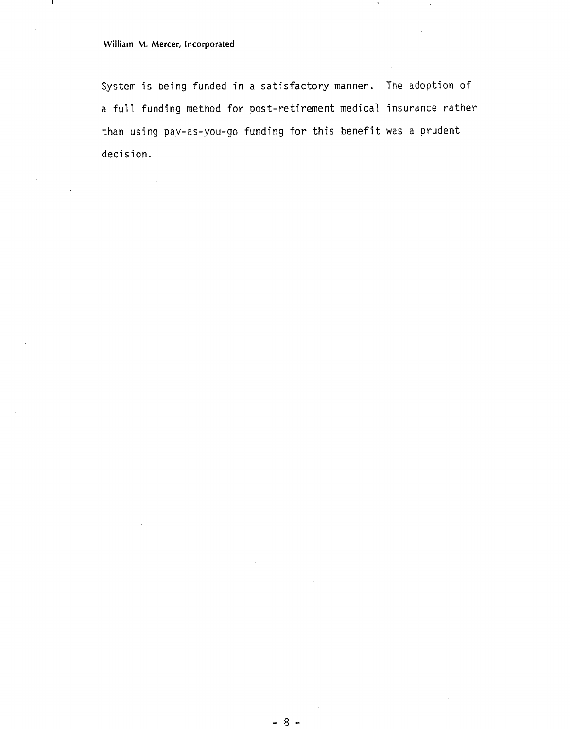System is being funded in a satisfactory manner. The adoption of a full funding method for post-retirement medical insurance rather than using pay-as-you-go funding for this benefit was a prudent decision.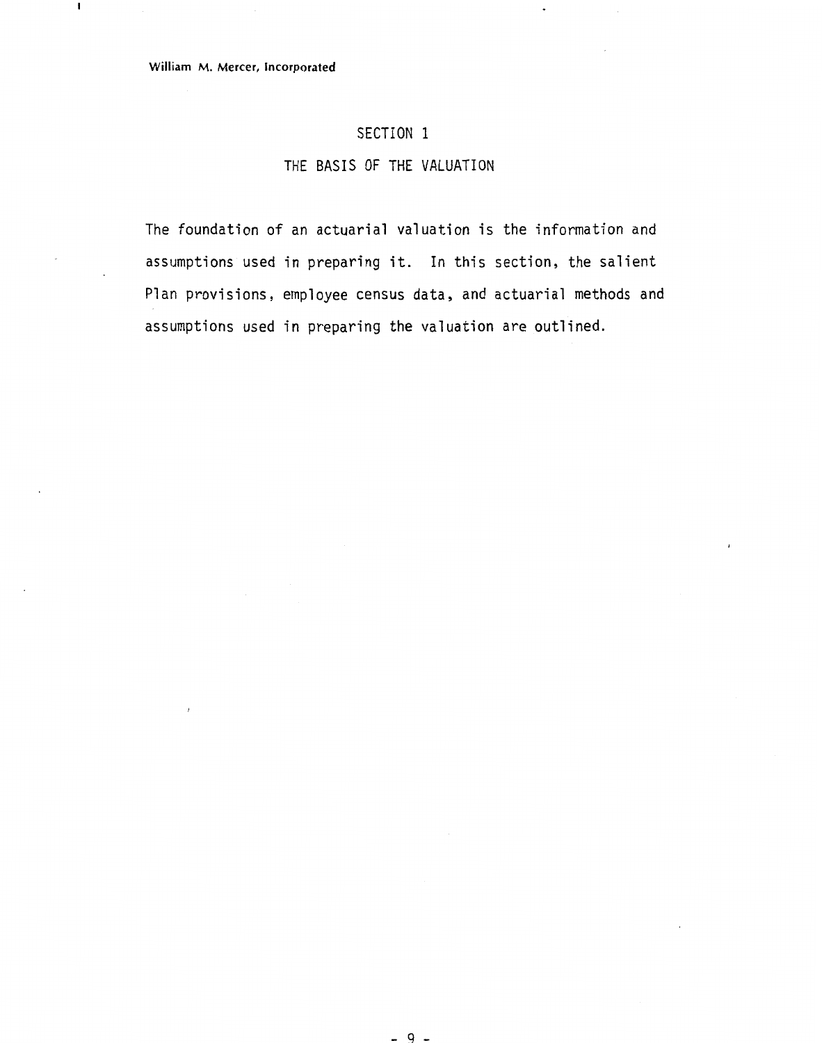# SECTION 1

## THE BASIS OF THE VALUATION

The foundation of an actuarial valuation is the information and assumptions used in preparing it. In this section, the salient Plan provisions, employee census data, and actuarial methods and assumptions used in preparing the valuation are outlined.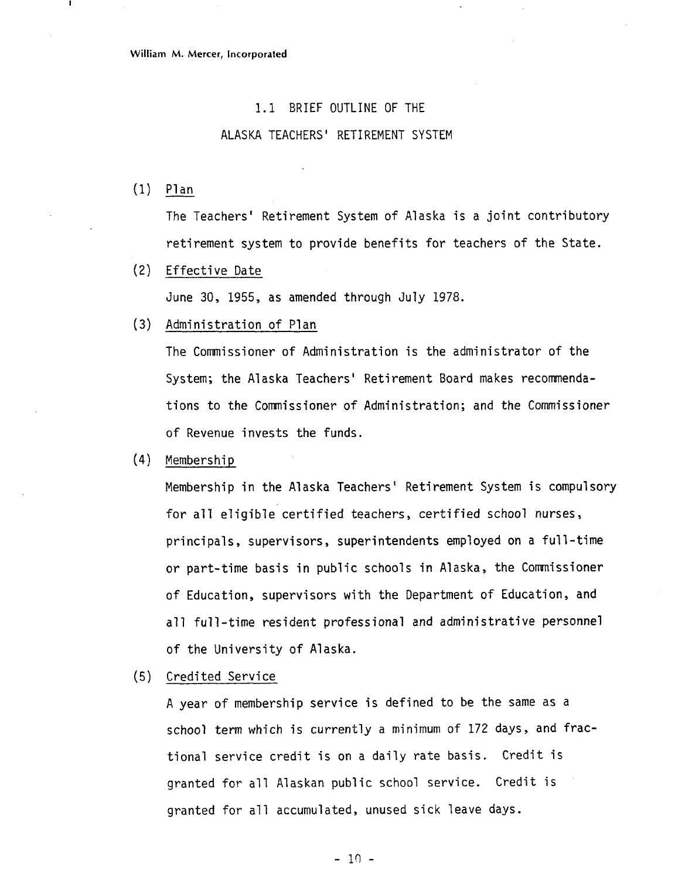## 1.1 BRIEF OUTLINE OF THE ALASKA TEACHERS' RETIREMENT SYSTEM

(1) Plan

The Teachers' Retirement System of Alaska is a joint contributory retirement system to provide benefits for teachers of the State.

(2) Effective Date

June 30, 1955, as amended through July 1978.

(3) Administration of Plan

The Commissioner of Administration is the administrator of the System; the Alaska Teachers' Retirement Board makes recommendations to the Commissioner of Administration; and the Commissioner of Revenue invests the funds.

(4) Membership

Membership in the Alaska Teachers' Retirement System is compulsory for all eligible certified teachers, certified school nurses, principals, supervisors, superintendents employed on a full-time or part-time basis in public schools in Alaska, the Commissioner of Education, supervisors with the Department of Education, and all full-time resident professional and administrative personnel of the University of Alaska.

(5) Credited Service

A year of membership service is defined to be the same as a school term which is currently a minimum of 172 days, and fractional service credit is on a daily rate basis. Credit is granted for all Alaskan public school service. Credit is granted for all accumulated, unused sick leave days.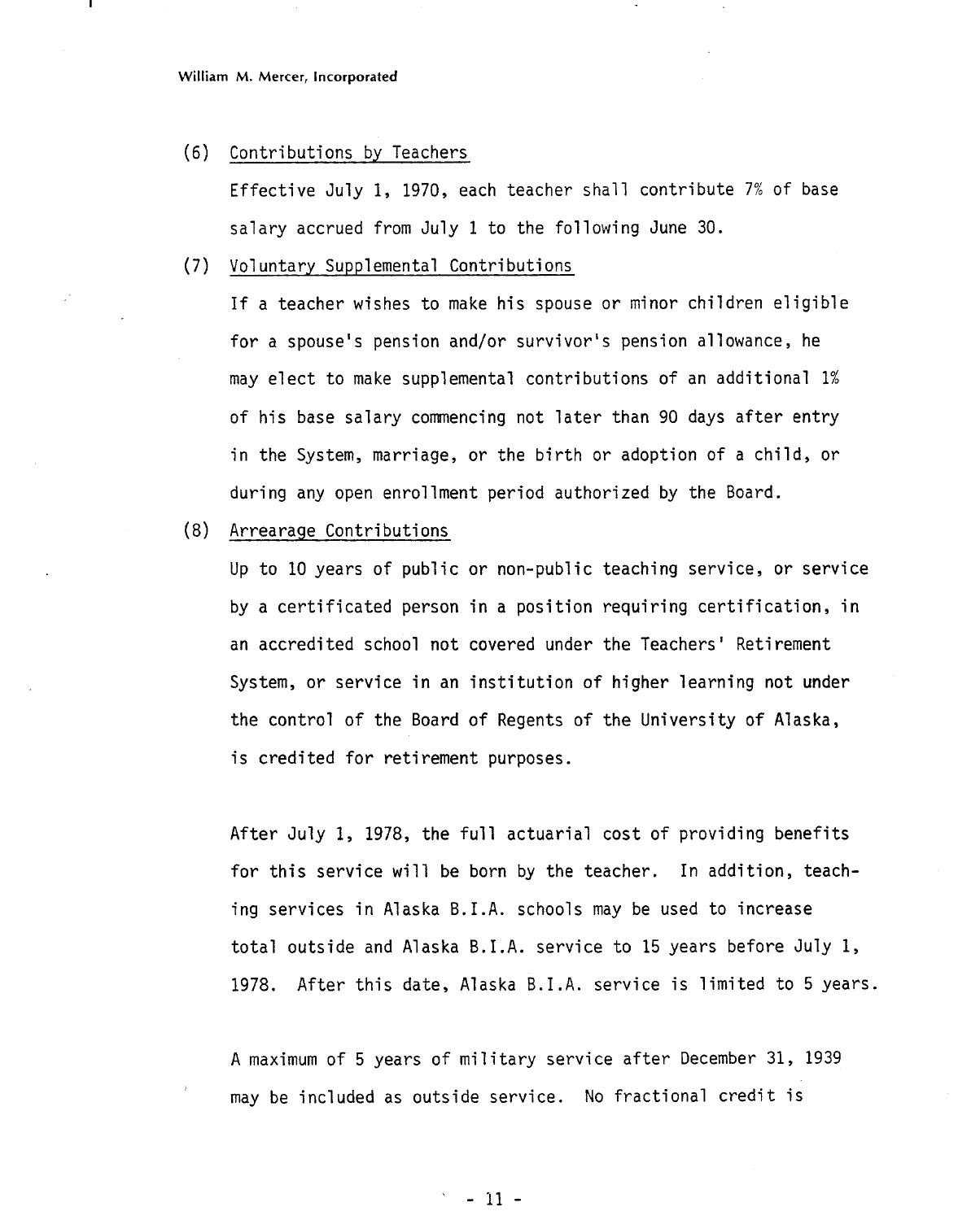(6) Contributions by Teachers

Effective July 1, 1970, each teacher shall contribute 7% of base salary accrued from July 1 to the following June 30.

(7) Voluntary Supplemental Contributions

If a teacher wishes to make his spouse or minor children eligible for a spouse's pension and/or survivor's pension allowance, he may elect to make supplemental contributions of an additional 1% of his base salary commencing not later than 90 days after entry in the System, marriage, or the birth or adoption of a child, or during any open enrollment period authorized by the Board.

(8) Arrearage Contributions

Up to 10 years of public or non-public teaching service, or service by a certificated person in a position requiring certification, in an accredited school not covered under the Teachers' Retirement System, or service in an institution of higher learning not under the control of the Board of Regents of the University of Alaska, is credited for retirement purposes.

After July 1, 1978, the full actuarial cost of providing benefits for this service will be born by the teacher. In addition, teaching services in Alaska B.I.A. schools may be used to increase total outside and Alaska B.I.A. service to 15 years before July 1, 1978. After this date, Alaska B.I.A. service is limited to 5 years.

A maximum of 5 years of military service after December 31, 1939 may be included as outside service. No fractional credit is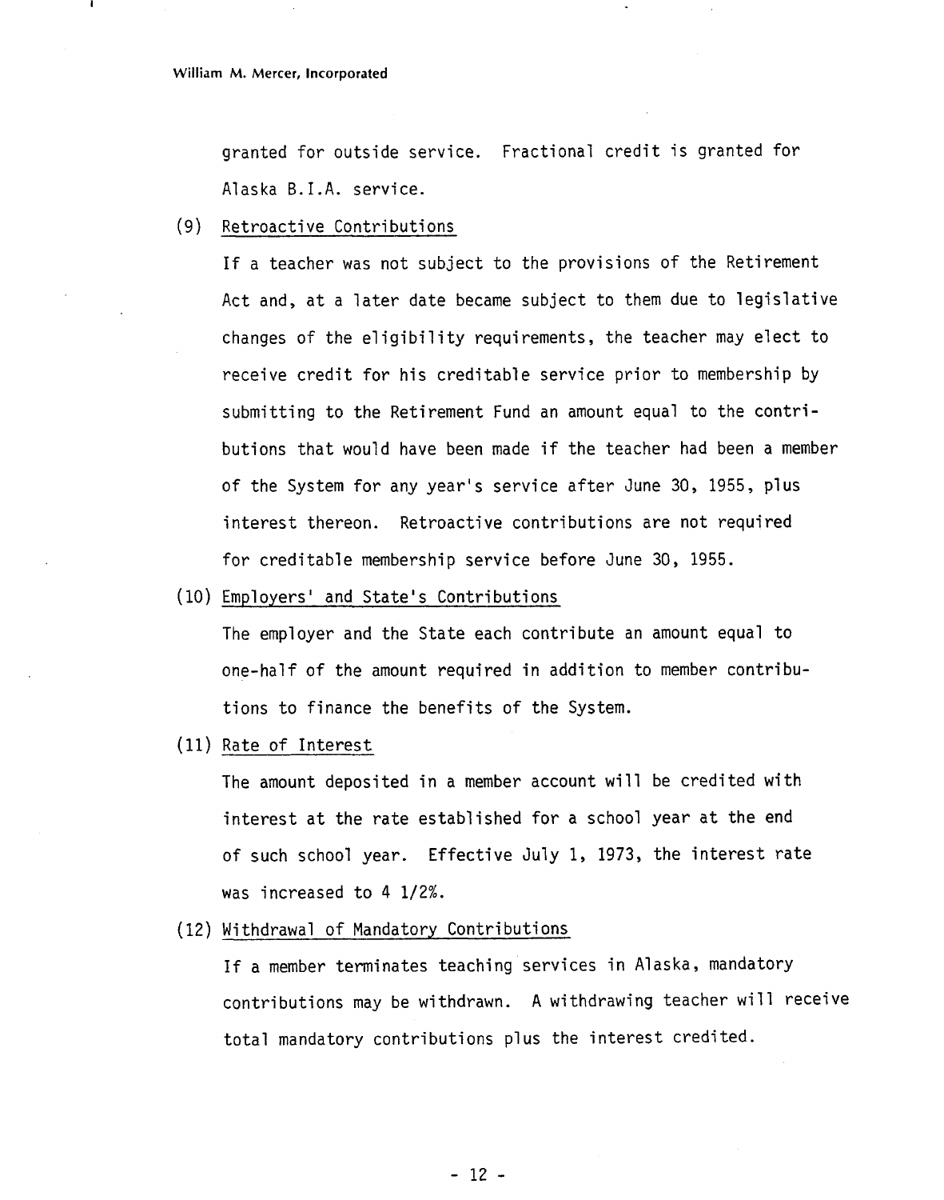granted for outside service. Fractional credit is granted for Alaska B.I.A. service.

(9) Retroactive Contributions

If a teacher was not subject to the provisions of the Retirement Act and, at a later date became subject to them due to legislative changes of the eligibility requirements, the teacher may elect to receive credit for his creditable service prior to membership by submitting to the Retirement Fund an amount equal to the contributions that would have been made if the teacher had been a member of the System for any year's service after June 30, 1955, plus interest thereon. Retroactive contributions are not required for creditable membership service before June 30, 1955.

(10) Employers' and State's Contributions

The employer and the State each contribute an amount equal to one-half of the amount required in addition to member contributions to finance the benefits of the System.

(11) Rate of Interest

The amount deposited in a member account will be credited with interest at the rate established for a school year at the end of such school year. Effective July 1, 1973, the interest rate was increased to 4 1/2%.

(12) Withdrawal of Mandatory Contributions

If a member terminates teaching services in Alaska, mandatory contributions may be withdrawn. A withdrawing teacher will receive total mandatory contributions plus the interest credited.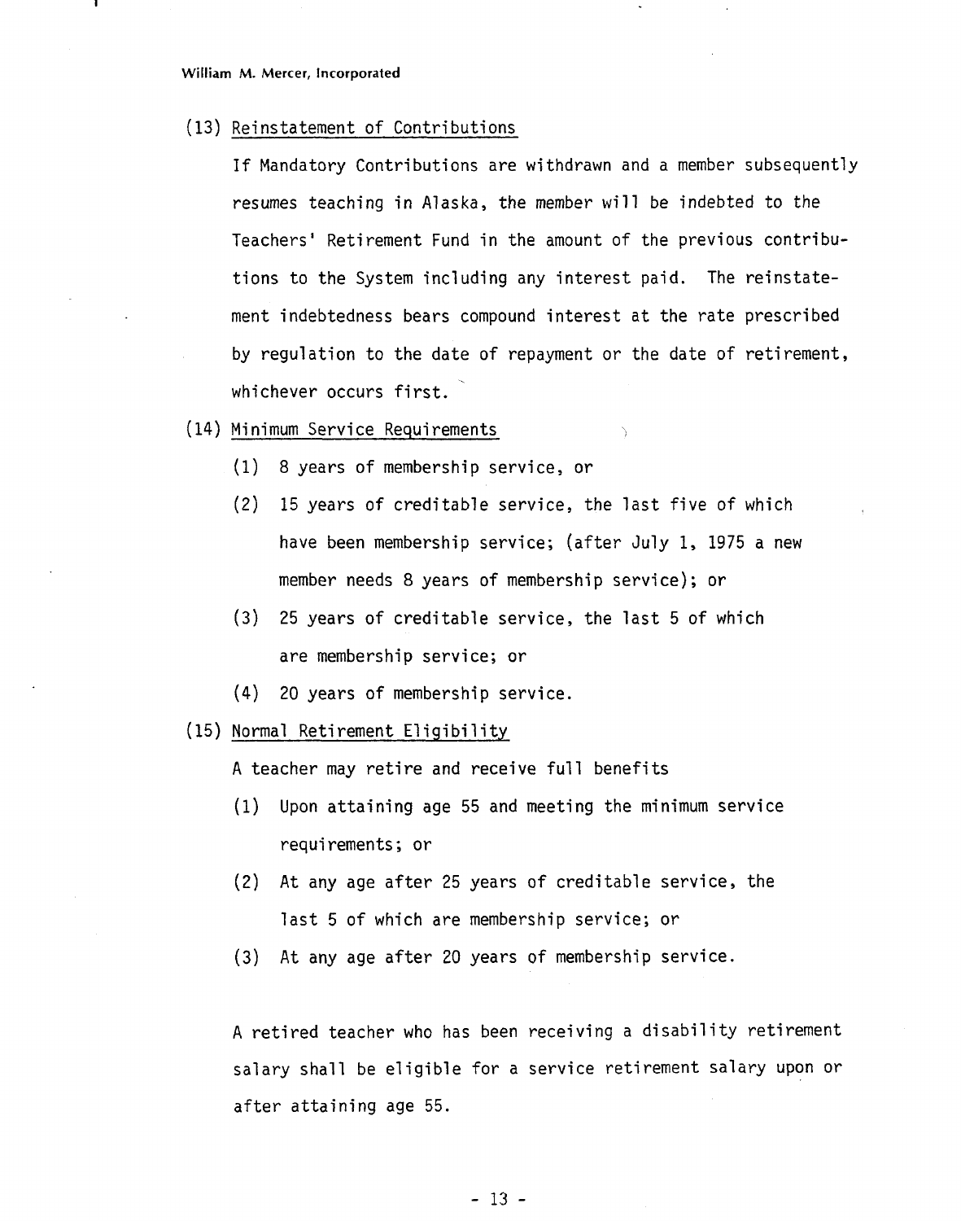(13) Reinstatement of Contributions

If Mandatory Contributions are withdrawn and a member subsequently resumes teaching in Alaska, the member will be indebted to the Teachers' Retirement Fund in the amount of the previous contributions to the System including any interest paid. The reinstatement indebtedness bears compound interest at the rate prescribed by regulation to the date of repayment or the date of retirement, whichever occurs first.

(14) Minimum Service Requirements

(1) 8 years of membership service, or

(2) 15 years of creditable service, the last five of which have been membership service; (after July 1, 1975 a new member needs 8 years of membership service); or

(3) 25 years of creditable service, the last 5 of which are membership service; or

(4) 20 years of membership service.

(15) Normal Retirement Eligibility

A teacher may retire and receive full benefits

(1) Upon attaining age 55 and meeting the minimum service requirements; or

(2) At any age after 25 years of creditable service, the last 5 of which are membership service; or

(3) At any age after 20 years of membership service.

A retired teacher who has been receiving a disability retirement salary shall be eligible for a service retirement salary upon or after attaining age 55.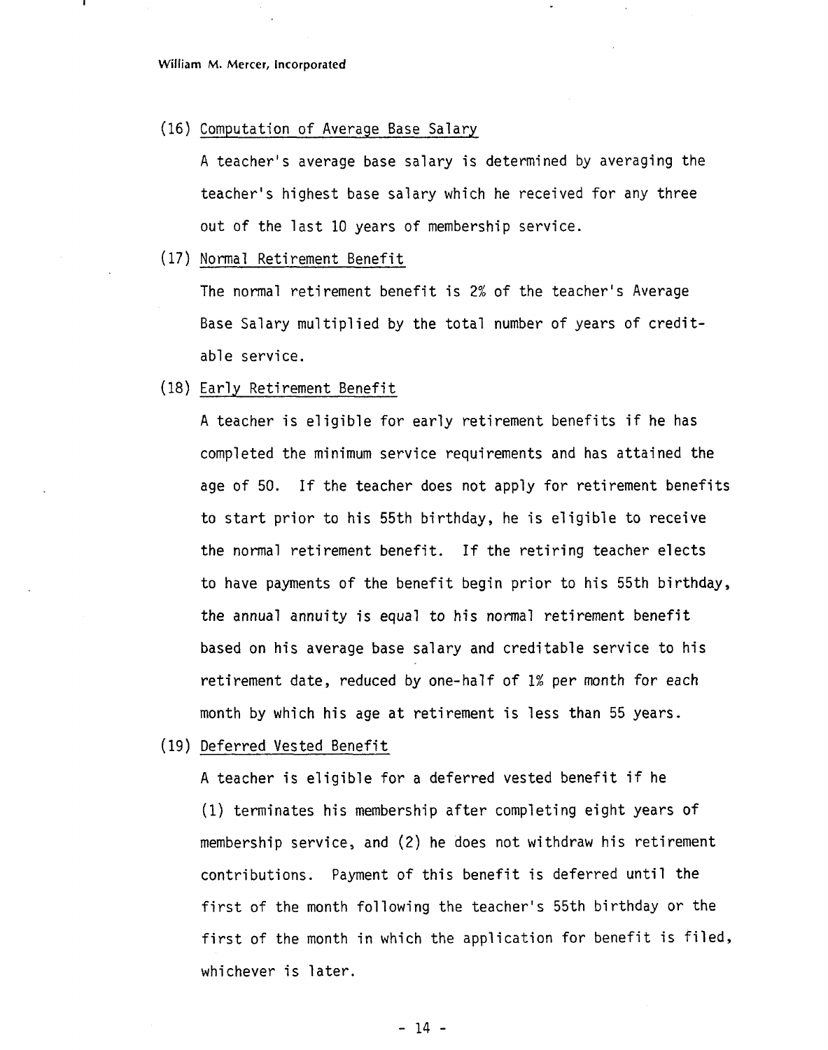(16) Computation of Average Base Salary

A teacher's average base salary is determined by averaging the teacher's highest base salary which he received for any three out of the last 10 years of membership service.

(17) Normal Retirement Benefit

The normal retirement benefit is 2% of the teacher's Average Base Salary multiplied by the total number of years of creditable service.

(18) Early Retirement Benefit

A teacher is eligible for early retirement benefits if he has completed the minimum service requirements and has attained the age of 50. If the teacher does not apply for retirement benefits to start prior to his 55th birthday, he is eligible to receive the normal retirement benefit. If the retiring teacher elects to have payments of the benefit begin prior to his 55th birthday, the annual annuity is equal to his normal retirement benefit based on his average base salary and creditable service to his retirement date, reduced by one-half of 1% per month for each month by which his age at retirement is less than 55 years.

(19) Deferred Vested Benefit

A teacher is eligible for a deferred vested benefit if he (1) terminates his membership after completing eight years of membership service, and (2) he does not withdraw his retirement contributions. Payment of this benefit is deferred until the first of the month following the teacher's 55th birthday or the first of the month in which the application for benefit is filed, whichever is later.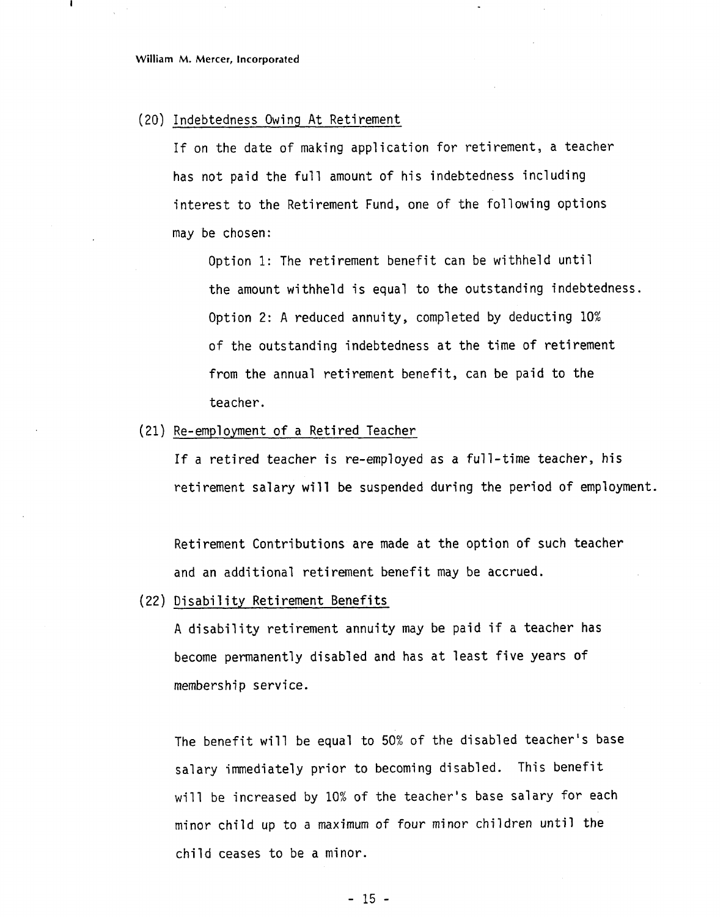(20) Indebtedness Owing At Retirement

If on the date of making application for retirement, a teacher has not paid the full amount of his indebtedness including interest to the Retirement Fund, one of the following options may be chosen:

Option 1: The retirement benefit can be withheld until the amount withheld is equal to the outstanding indebtedness.

Option 2: A reduced annuity, completed by deducting 10% of the outstanding indebtedness at the time of retirement from the annual retirement benefit, can be paid to the teacher.

(21) Re-employment of a Retired Teacher

If a retired teacher is re-employed as a full-time teacher, his retirement salary will be suspended during the period of employment.

Retirement Contributions are made at the option of such teacher and an additional retirement benefit may be accrued.

(22) Disability Retirement Benefits

A disability retirement annuity may be paid if a teacher has become permanently disabled and has at least five years of membership service.

The benefit will be equal to 50% of the disabled teacher's base salary immediately prior to becoming disabled. This benefit will be increased by 10% of the teacher's base salary for each minor child up to a maximum of four minor children until the child ceases to be a minor.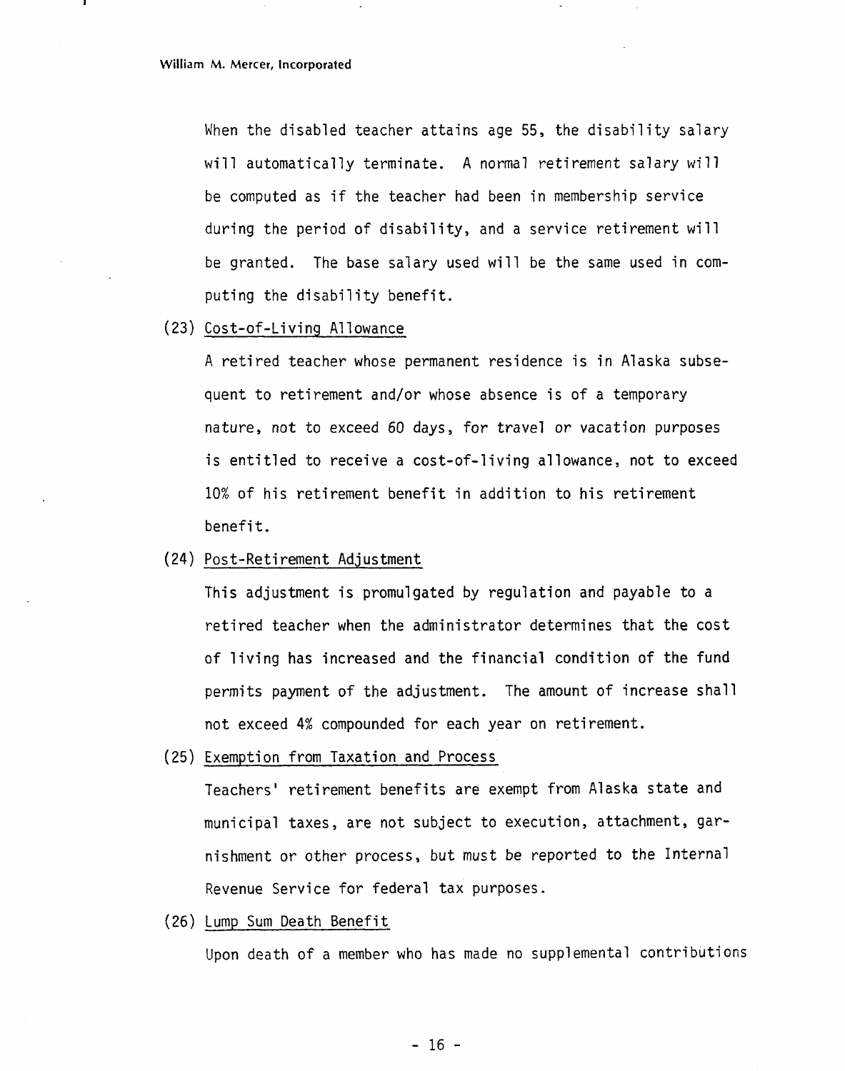When the disabled teacher attains age 55, the disability salary will automatically terminate. A normal retirement salary will be computed as if the teacher had been in membership service during the period of disability, and a service retirement will be granted. The base salary used will be the same used in computing the disability benefit.

(23) Cost-of-Living Allowance

A retired teacher whose permanent residence is in Alaska subsequent to retirement and/or whose absence is of a temporary nature, not to exceed 60 days, for travel or vacation purposes is entitled to receive a cost-of-living allowance, not to exceed 10% of his retirement benefit in addition to his retirement benefit.

(24) Post-Retirement Adjustment

This adjustment is promulgated by regulation and payable to a retired teacher when the administrator determines that the cost of living has increased and the financial condition of the fund permits payment of the adjustment. The amount of increase shall not exceed 4% compounded for each year on retirement.

(25) Exemption from Taxation and Process

Teachers' retirement benefits are exempt from Alaska state and municipal taxes, are not subject to execution, attachment, garnishment or other process, but must be reported to the Internal Revenue Service for federal tax purposes.

(26) Lump Sum Death Benefit

Upon death of a member who has made no supplemental contributions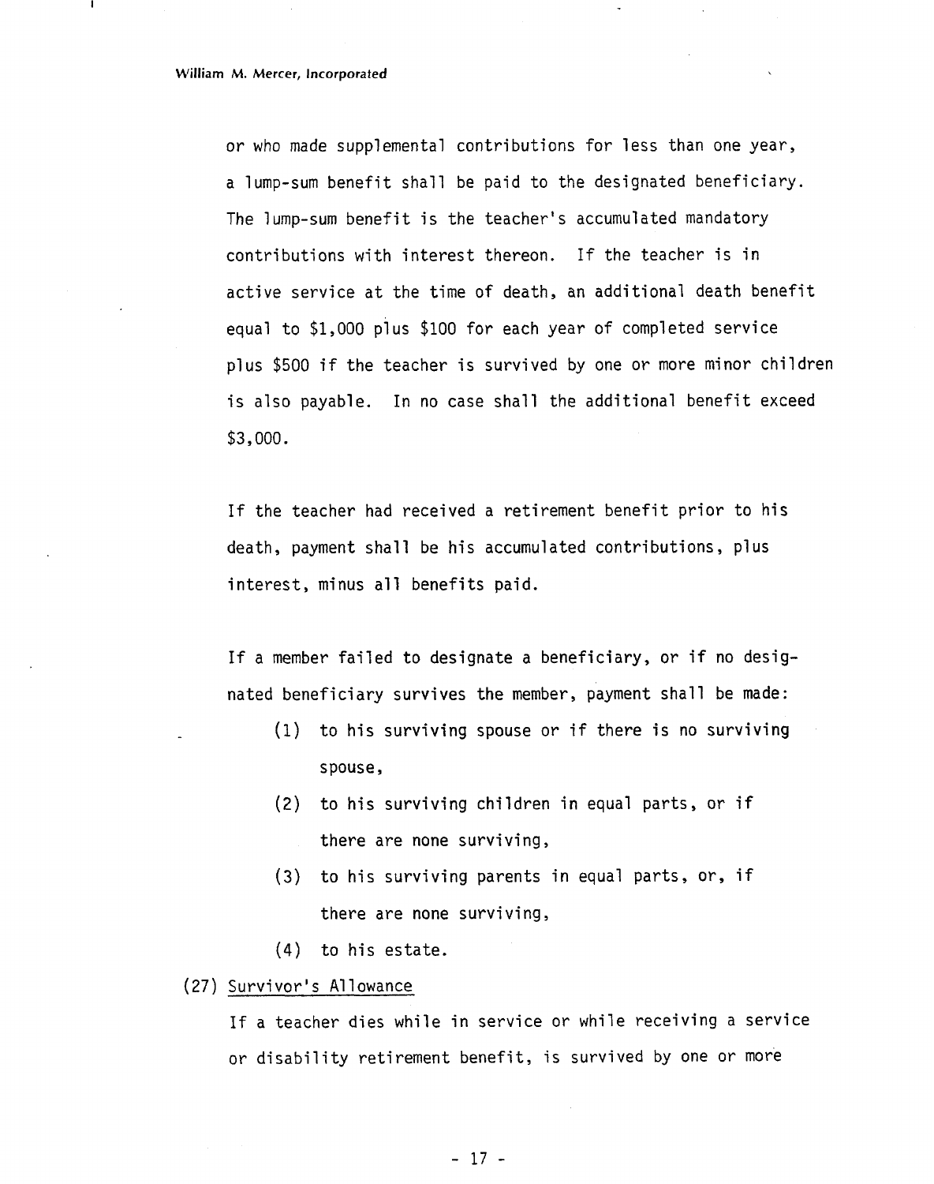or who made supplemental contributions for less than one year, a lump-sum benefit shall be paid to the designated beneficiary. The lump-sum benefit is the teacher's accumulated mandatory contributions with interest thereon. If the teacher is in active service at the time of death, an additional death benefit equal to $1,000 plus $100 for each year of completed service plus $500 if the teacher is survived by one or more minor children is also payable. In no case shall the additional benefit exceed $3,000.

If the teacher had received a retirement benefit prior to his death, payment shall be his accumulated contributions, plus interest, minus all benefits paid.

If a member failed to designate a beneficiary, or if no designated beneficiary survives the member, payment shall be made:

(1) to his surviving spouse or if there is no surviving spouse,

(2) to his surviving children in equal parts, or if there are none surviving,

(3) to his surviving parents in equal parts, or, if there are none surviving,

(4) to his estate.

(27) <u>Survivor's Allowance</u>

If a teacher dies while in service or while receiving a service or disability retirement benefit, is survived by one or more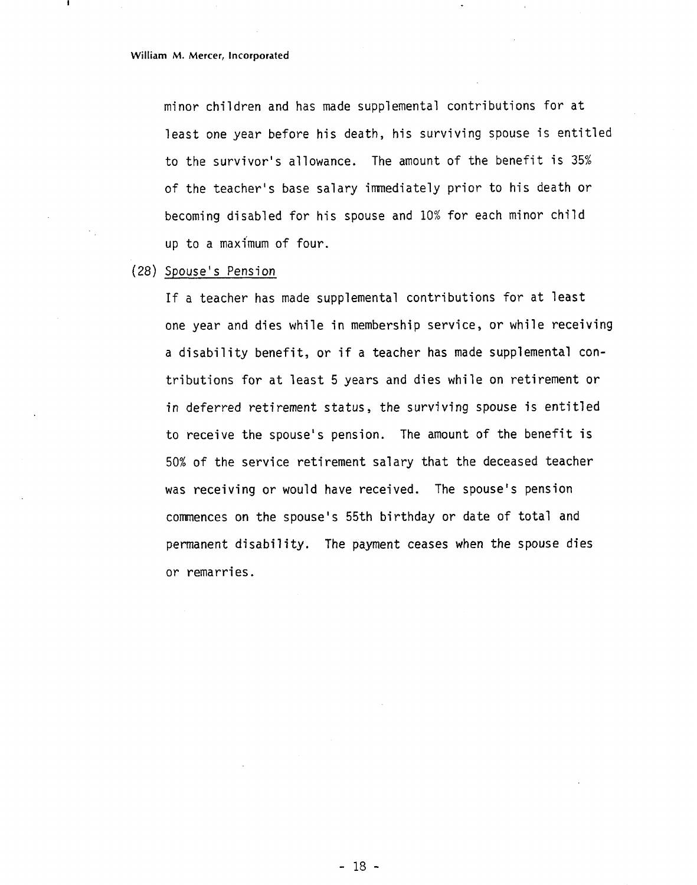minor children and has made supplemental contributions for at least one year before his death, his surviving spouse is entitled to the survivor's allowance. The amount of the benefit is 35% of the teacher's base salary immediately prior to his death or becoming disabled for his spouse and 10% for each minor child up to a maximum of four.

(28) Spouse's Pension

If a teacher has made supplemental contributions for at least one year and dies while in membership service, or while receiving a disability benefit, or if a teacher has made supplemental contributions for at least 5 years and dies while on retirement or in deferred retirement status, the surviving spouse is entitled to receive the spouse's pension. The amount of the benefit is 50% of the service retirement salary that the deceased teacher was receiving or would have received. The spouse's pension commences on the spouse's 55th birthday or date of total and permanent disability. The payment ceases when the spouse dies or remarries.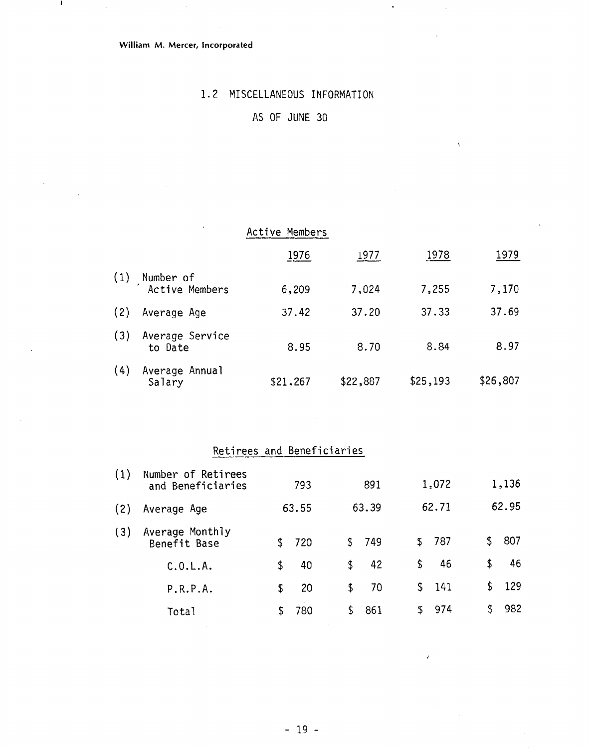William M. Mercer, Incorporated

## 1.2 MISCELLANEOUS INFORMATION

## AS OF JUNE 30

### Active Members

| | | 1976 | 1977 | 1978 | 1979 |
|---|---|---|---|---|---|
| (1) | Number of Active Members | 6,209 | 7,024 | 7,255 | 7,170 |
| (2) | Average Age | 37.42 | 37.20 | 37.33 | 37.69 |
| (3) | Average Service to Date | 8.95 | 8.70 | 8.84 | 8.97 |
| (4) | Average Annual Salary | $21,267 | $22,887 | $25,193 | $26,807 |

### Retirees and Beneficiaries

| | | 1976 | 1977 | 1978 | 1979 |
|---|---|---|---|---|---|
| (1) | Number of Retirees and Beneficiaries | 793 | 891 | 1,072 | 1,136 |
| (2) | Average Age | 63.55 | 63.39 | 62.71 | 62.95 |
| (3) | Average Monthly Benefit Base | $ 720 | $ 749 | $ 787 | $ 807 |
| | C.O.L.A. | $ 40 | $ 42 | $ 46 | $ 46 |
| | P.R.P.A. | $ 20 | $ 70 | $ 141 | $ 129 |
| | Total | $ 780 | $ 861 | $ 974 | $ 982 |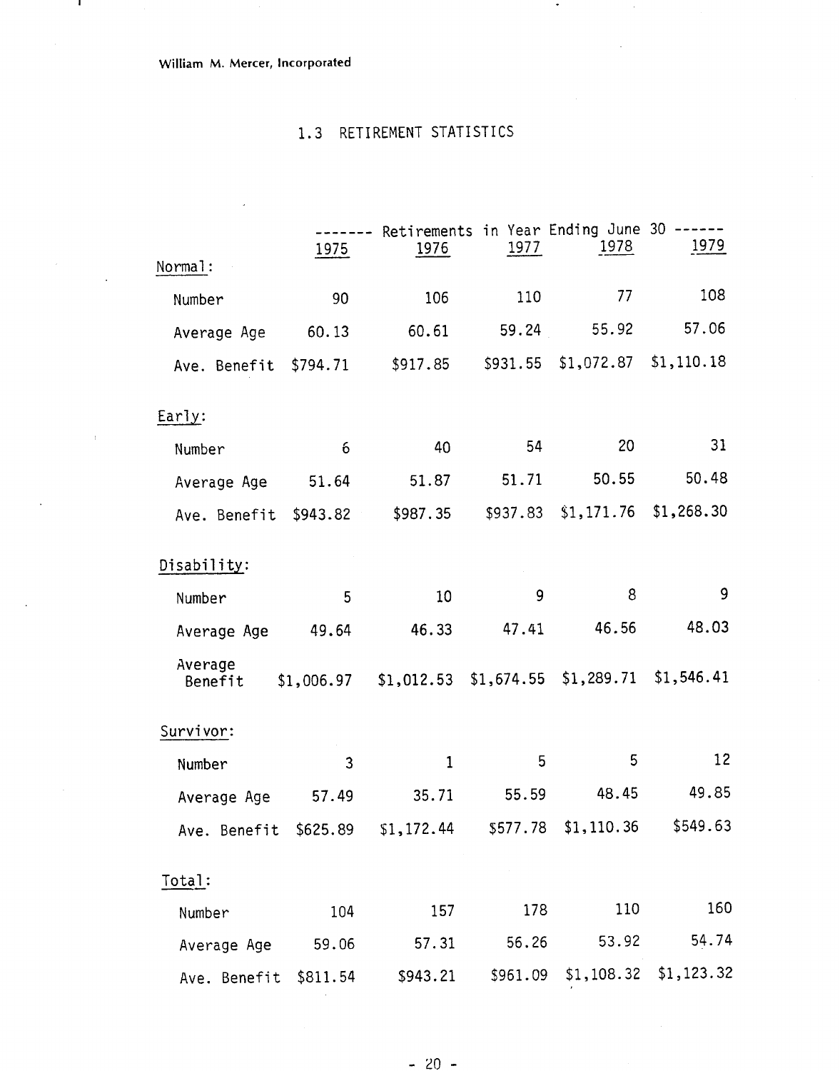William M. Mercer, Incorporated

## 1.3 RETIREMENT STATISTICS

| | ------- Retirements in Year Ending June 30 ------ | | | | |
|---|---|---|---|---|---|
| | 1975 | 1976 | 1977 | 1978 | 1979 |
| **Normal:** | | | | | |
| Number | 90 | 106 | 110 | 77 | 108 |
| Average Age | 60.13 | 60.61 | 59.24 | 55.92 | 57.06 |
| Ave. Benefit | $794.71 | $917.85 | $931.55 | $1,072.87 | $1,110.18 |
| **Early:** | | | | | |
| Number | 6 | 40 | 54 | 20 | 31 |
| Average Age | 51.64 | 51.87 | 51.71 | 50.55 | 50.48 |
| Ave. Benefit | $943.82 | $987.35 | $937.83 | $1,171.76 | $1,268.30 |
| **Disability:** | | | | | |
| Number | 5 | 10 | 9 | 8 | 9 |
| Average Age | 49.64 | 46.33 | 47.41 | 46.56 | 48.03 |
| Average Benefit | $1,006.97 | $1,012.53 | $1,674.55 | $1,289.71 | $1,546.41 |
| **Survivor:** | | | | | |
| Number | 3 | 1 | 5 | 5 | 12 |
| Average Age | 57.49 | 35.71 | 55.59 | 48.45 | 49.85 |
| Ave. Benefit | $625.89 | $1,172.44 | $577.78 | $1,110.36 | $549.63 |
| **Total:** | | | | | |
| Number | 104 | 157 | 178 | 110 | 160 |
| Average Age | 59.06 | 57.31 | 56.26 | 53.92 | 54.74 |
| Ave. Benefit | $811.54 | $943.21 | $961.09 | $1,108.32 | $1,123.32 |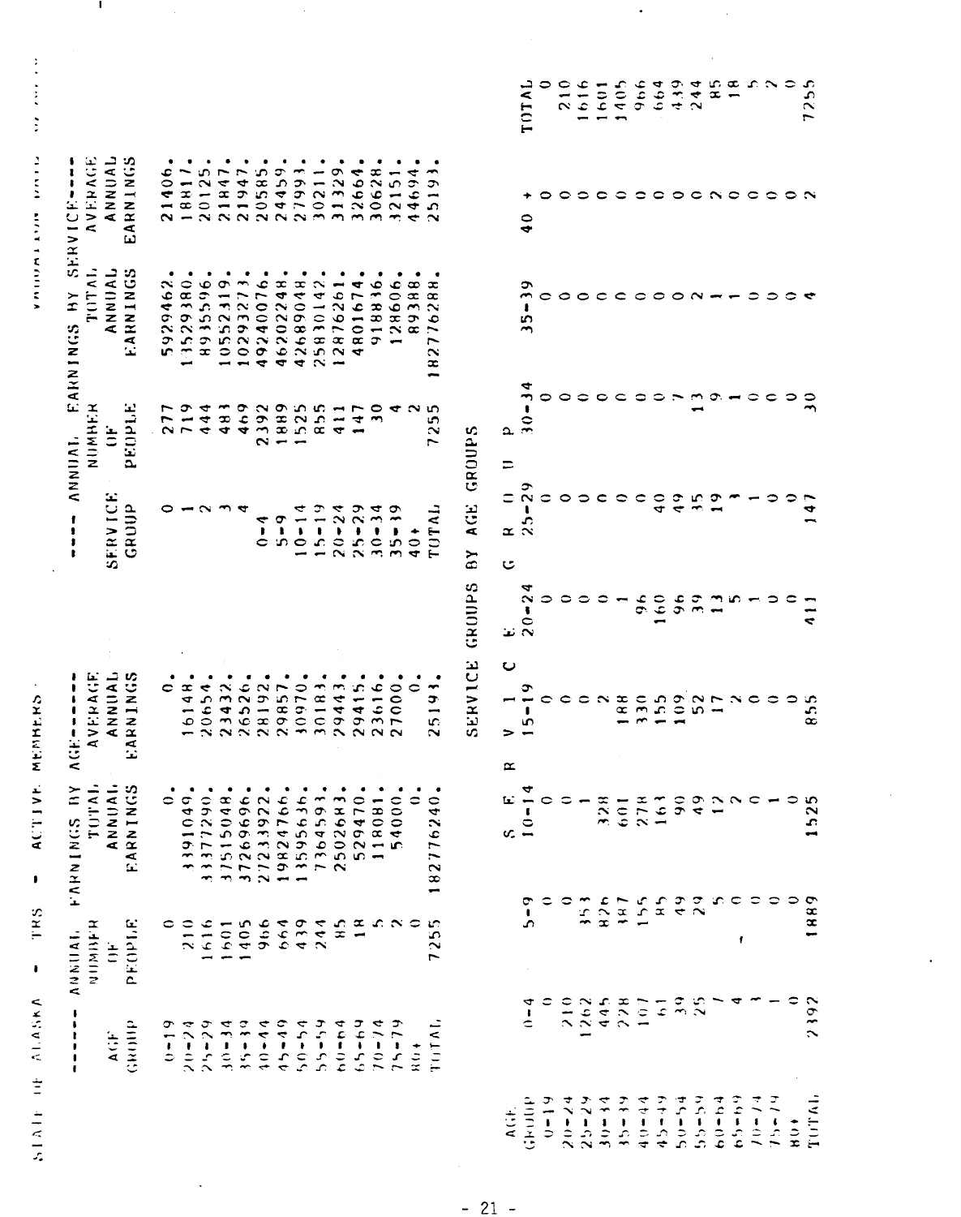# STATE OF ALASKA - TRS - ACTIVE MEMBERS

## ANNUAL EARNINGS BY AGE

| AGE GROUP | NUMBER OF PEOPLE | TOTAL ANNUAL EARNINGS | AVERAGE ANNUAL EARNINGS |
|---|---|---|---|
| 0-19 | 0 | 0. | 0. |
| 20-24 | 210 | 3391049. | 16148. |
| 25-29 | 1616 | 33377290. | 20654. |
| 30-34 | 1601 | 37515048. | 23432. |
| 35-39 | 1405 | 37269696. | 26526. |
| 40-44 | 966 | 27233922. | 28192. |
| 45-49 | 664 | 19824766. | 29857. |
| 50-54 | 439 | 13595636. | 30970. |
| 55-59 | 244 | 7364593. | 30183. |
| 60-64 | 85 | 2502683. | 29443. |
| 65-69 | 18 | 529470. | 29415. |
| 70-74 | 5 | 118081. | 23616. |
| 75-79 | 2 | 54000. | 27000. |
| 80+ | 0 | 0. | 0. |
| TOTAL | 7255 | 182776240. | 25193. |

## ANNUAL EARNINGS BY SERVICE

| SERVICE GROUP | NUMBER OF PEOPLE | TOTAL ANNUAL EARNINGS | AVERAGE ANNUAL EARNINGS |
|---|---|---|---|
| 0 | 277 | 5929462. | 21406. |
| 1 | 719 | 13529380. | 18817. |
| 2 | 444 | 8935596. | 20125. |
| 3 | 483 | 10552319. | 21847. |
| 4 | 469 | 10293273. | 21947. |
| 0-4 | 2392 | 49240076. | 20585. |
| 5-9 | 1889 | 46202248. | 24459. |
| 10-14 | 1525 | 42689048. | 27993. |
| 15-19 | 855 | 25830142. | 30211. |
| 20-24 | 411 | 12876261. | 31329. |
| 25-29 | 147 | 4801674. | 32664. |
| 30-34 | 30 | 918836. | 30628. |
| 35-39 | 4 | 128606. | 32151. |
| 40+ | 2 | 89388. | 44694. |
| TOTAL | 7255 | 182776288. | 25193. |

## SERVICE GROUPS BY AGE GROUPS

| AGE GROUP | 0-4 | 5-9 | 10-14 | 15-19 | 20-24 | 25-29 | 30-34 | 35-39 | 40 + | TOTAL |
|---|---|---|---|---|---|---|---|---|---|---|
| 0-19 | 0 | 0 | 0 | 0 | 0 | 0 | 0 | 0 | 0 | 0 |
| 20-24 | 210 | 0 | 0 | 0 | 0 | 0 | 0 | 0 | 0 | 210 |
| 25-29 | 1262 | 353 | 1 | 0 | 0 | 0 | 0 | 0 | 0 | 1616 |
| 30-34 | 445 | 826 | 328 | 2 | 0 | 0 | 0 | 0 | 0 | 1601 |
| 35-39 | 228 | 387 | 601 | 188 | 1 | 0 | 0 | 0 | 0 | 1405 |
| 40-44 | 107 | 155 | 278 | 330 | 96 | 0 | 0 | 0 | 0 | 966 |
| 45-49 | 61 | 85 | 163 | 155 | 160 | 40 | 0 | 0 | 0 | 664 |
| 50-54 | 39 | 49 | 90 | 109 | 96 | 49 | 7 | 0 | 0 | 439 |
| 55-59 | 25 | 29 | 49 | 52 | 39 | 35 | 13 | 2 | 0 | 244 |
| 60-64 | 7 | 5 | 12 | 17 | 13 | 19 | 9 | 1 | 2 | 85 |
| 65-69 | 4 | 0 | 2 | 2 | 5 | 3 | 1 | 1 | 0 | 18 |
| 70-74 | 3 | 0 | 0 | 0 | 1 | 1 | 0 | 0 | 0 | 5 |
| 75-79 | 1 | 0 | 1 | 0 | 0 | 0 | 0 | 0 | 0 | 2 |
| 80+ | 0 | 0 | 0 | 0 | 0 | 0 | 0 | 0 | 0 | 0 |
| TOTAL | 2392 | 1889 | 1525 | 855 | 411 | 147 | 30 | 4 | 2 | 7255 |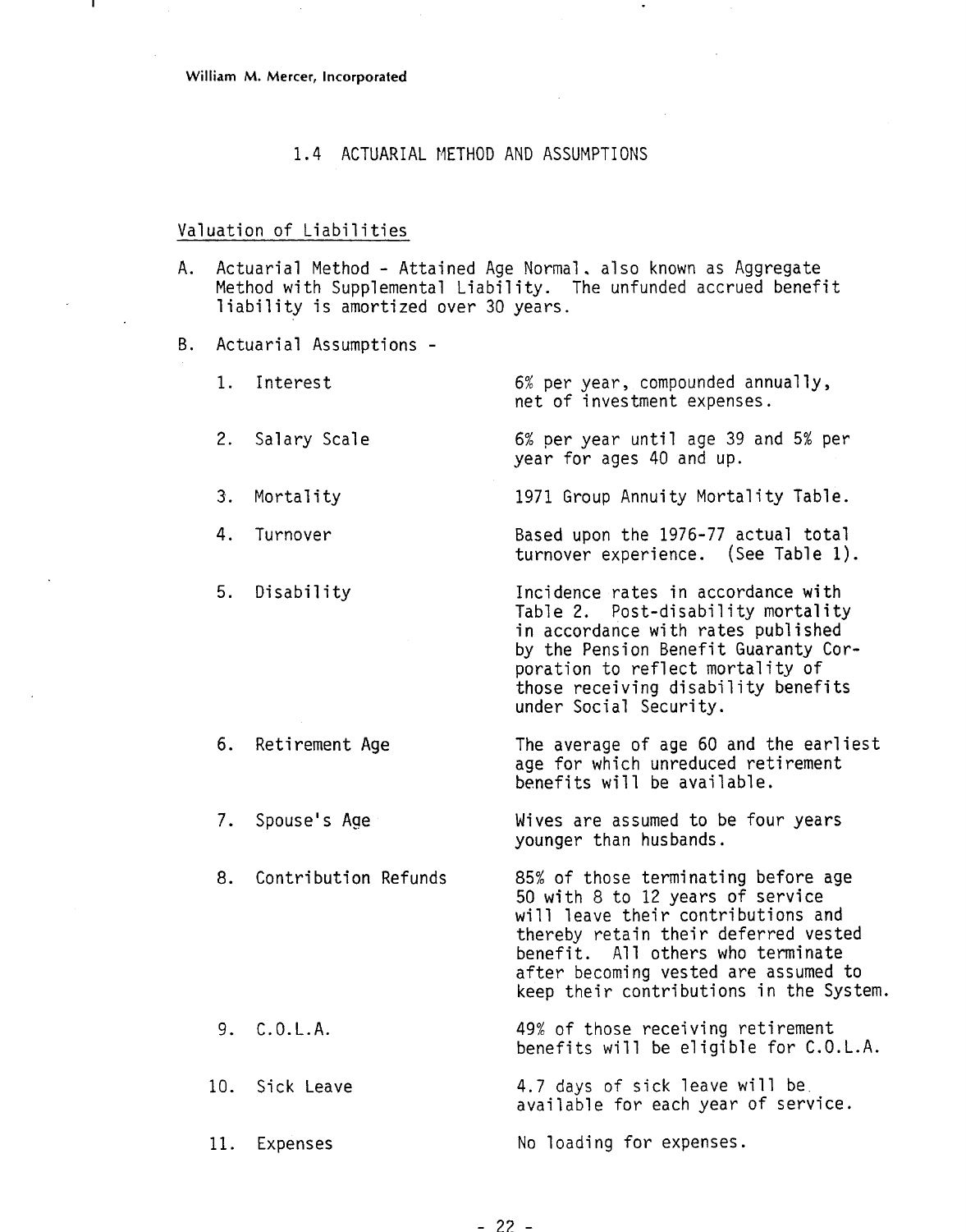## 1.4 ACTUARIAL METHOD AND ASSUMPTIONS

### Valuation of Liabilities

A. Actuarial Method - Attained Age Normal, also known as Aggregate Method with Supplemental Liability. The unfunded accrued benefit liability is amortized over 30 years.

B. Actuarial Assumptions -

| | | |
|---|---|---|
| 1. | Interest | 6% per year, compounded annually, net of investment expenses. |
| 2. | Salary Scale | 6% per year until age 39 and 5% per year for ages 40 and up. |
| 3. | Mortality | 1971 Group Annuity Mortality Table. |
| 4. | Turnover | Based upon the 1976-77 actual total turnover experience. (See Table 1). |
| 5. | Disability | Incidence rates in accordance with Table 2. Post-disability mortality in accordance with rates published by the Pension Benefit Guaranty Corporation to reflect mortality of those receiving disability benefits under Social Security. |
| 6. | Retirement Age | The average of age 60 and the earliest age for which unreduced retirement benefits will be available. |
| 7. | Spouse's Age | Wives are assumed to be four years younger than husbands. |
| 8. | Contribution Refunds | 85% of those terminating before age 50 with 8 to 12 years of service will leave their contributions and thereby retain their deferred vested benefit. All others who terminate after becoming vested are assumed to keep their contributions in the System. |
| 9. | C.O.L.A. | 49% of those receiving retirement benefits will be eligible for C.O.L.A. |
| 10. | Sick Leave | 4.7 days of sick leave will be available for each year of service. |
| 11. | Expenses | No loading for expenses. |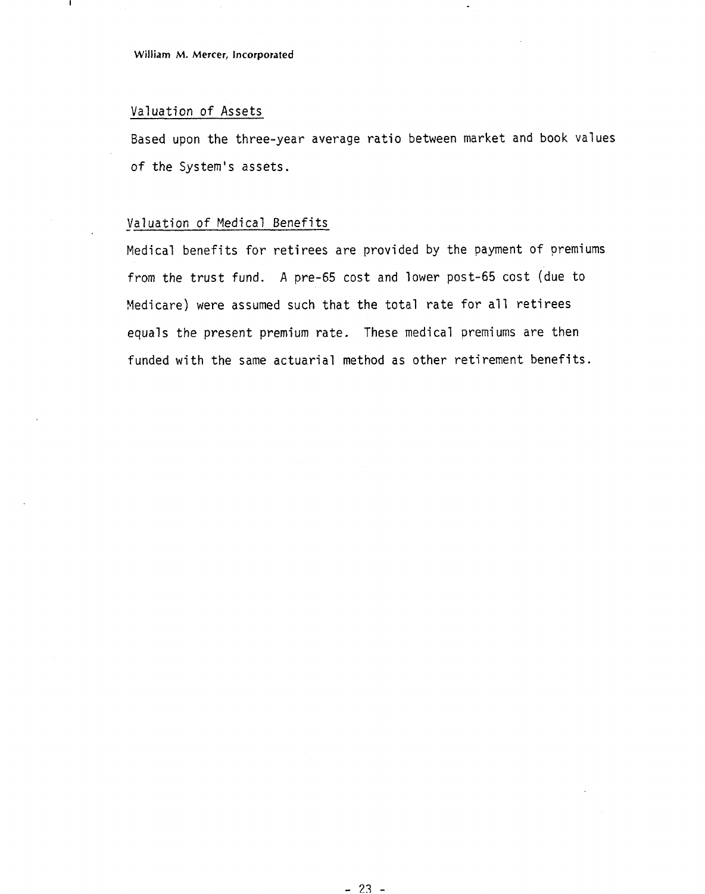## Valuation of Assets

Based upon the three-year average ratio between market and book values of the System's assets.

## Valuation of Medical Benefits

Medical benefits for retirees are provided by the payment of premiums from the trust fund. A pre-65 cost and lower post-65 cost (due to Medicare) were assumed such that the total rate for all retirees equals the present premium rate. These medical premiums are then funded with the same actuarial method as other retirement benefits.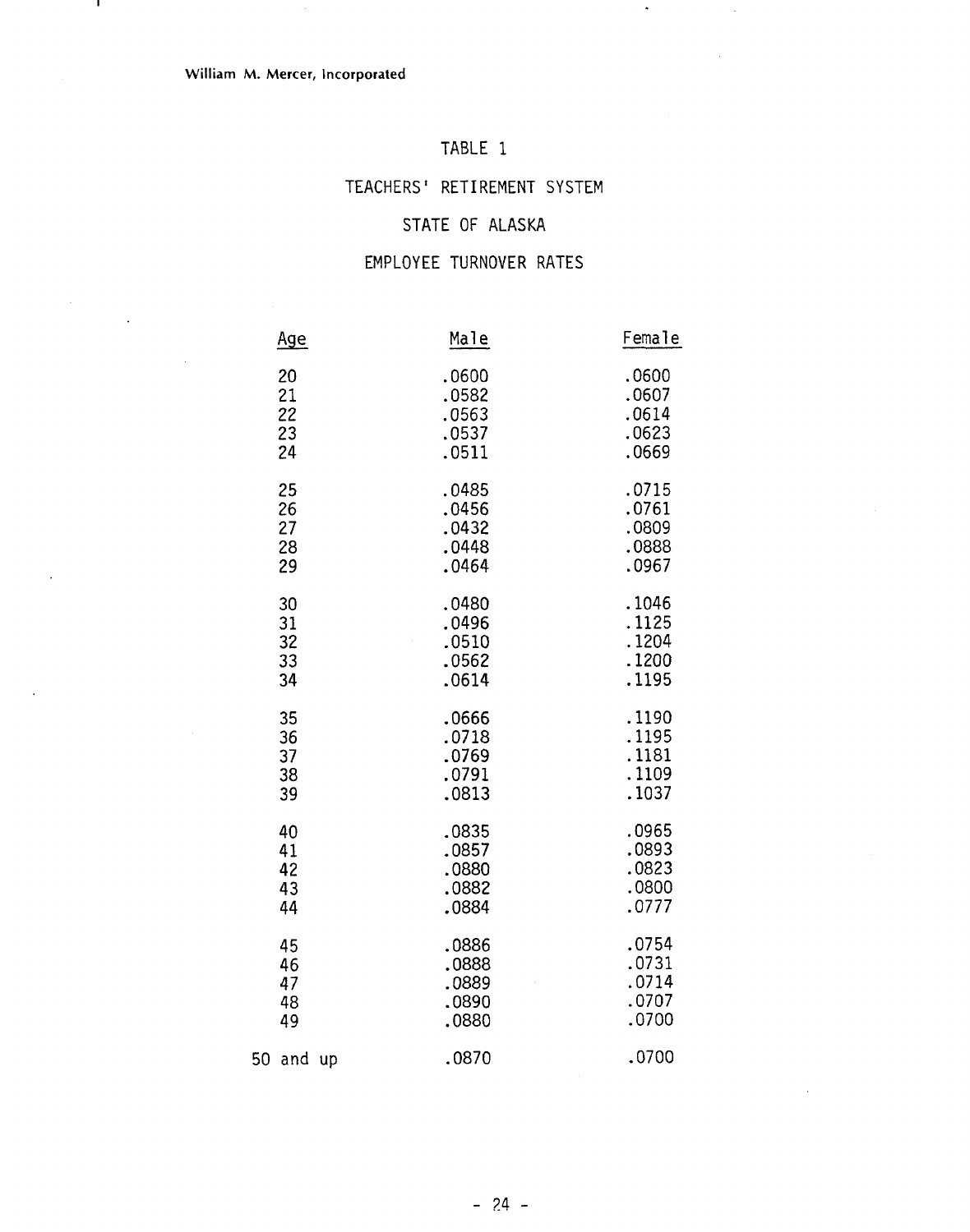William M. Mercer, Incorporated

# TABLE 1

## TEACHERS' RETIREMENT SYSTEM

## STATE OF ALASKA

## EMPLOYEE TURNOVER RATES

| Age | Male | Female |
|---|---|---|
| 20 | .0600 | .0600 |
| 21 | .0582 | .0607 |
| 22 | .0563 | .0614 |
| 23 | .0537 | .0623 |
| 24 | .0511 | .0669 |
| 25 | .0485 | .0715 |
| 26 | .0456 | .0761 |
| 27 | .0432 | .0809 |
| 28 | .0448 | .0888 |
| 29 | .0464 | .0967 |
| 30 | .0480 | .1046 |
| 31 | .0496 | .1125 |
| 32 | .0510 | .1204 |
| 33 | .0562 | .1200 |
| 34 | .0614 | .1195 |
| 35 | .0666 | .1190 |
| 36 | .0718 | .1195 |
| 37 | .0769 | .1181 |
| 38 | .0791 | .1109 |
| 39 | .0813 | .1037 |
| 40 | .0835 | .0965 |
| 41 | .0857 | .0893 |
| 42 | .0880 | .0823 |
| 43 | .0882 | .0800 |
| 44 | .0884 | .0777 |
| 45 | .0886 | .0754 |
| 46 | .0888 | .0731 |
| 47 | .0889 | .0714 |
| 48 | .0890 | .0707 |
| 49 | .0880 | .0700 |
| 50 and up | .0870 | .0700 |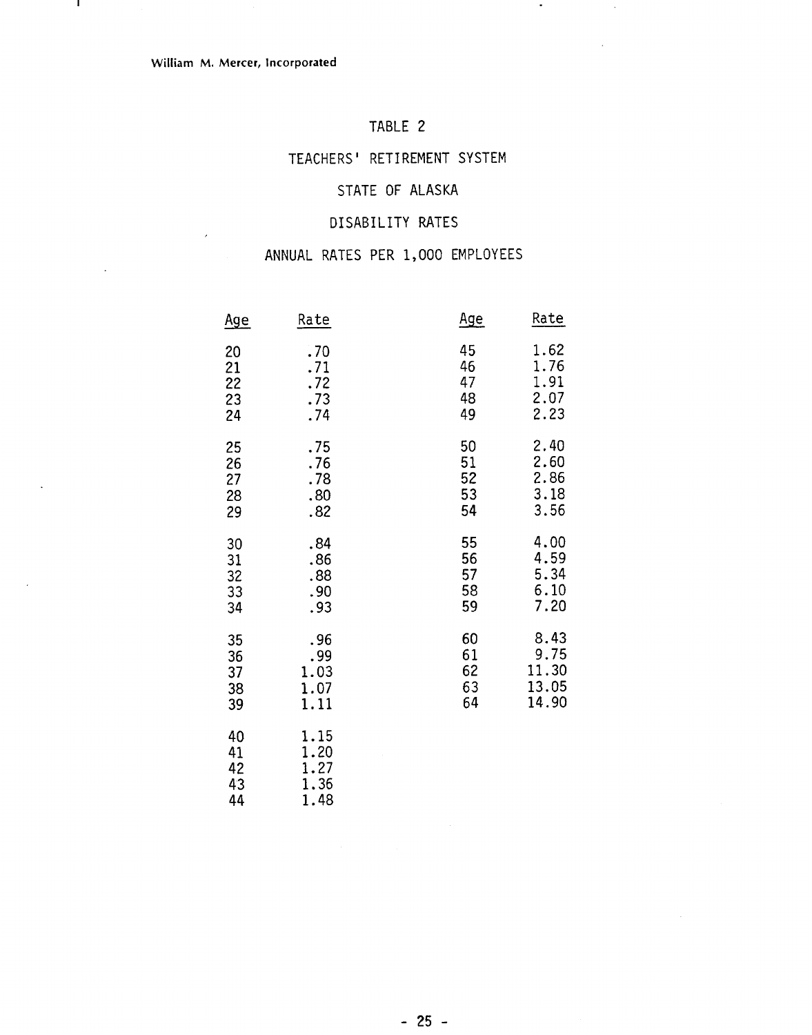# TABLE 2

## TEACHERS' RETIREMENT SYSTEM

## STATE OF ALASKA

## DISABILITY RATES

## ANNUAL RATES PER 1,000 EMPLOYEES

| Age | Rate | Age | Rate |
|---|---|---|---|
| 20 | .70 | 45 | 1.62 |
| 21 | .71 | 46 | 1.76 |
| 22 | .72 | 47 | 1.91 |
| 23 | .73 | 48 | 2.07 |
| 24 | .74 | 49 | 2.23 |
| 25 | .75 | 50 | 2.40 |
| 26 | .76 | 51 | 2.60 |
| 27 | .78 | 52 | 2.86 |
| 28 | .80 | 53 | 3.18 |
| 29 | .82 | 54 | 3.56 |
| 30 | .84 | 55 | 4.00 |
| 31 | .86 | 56 | 4.59 |
| 32 | .88 | 57 | 5.34 |
| 33 | .90 | 58 | 6.10 |
| 34 | .93 | 59 | 7.20 |
| 35 | .96 | 60 | 8.43 |
| 36 | .99 | 61 | 9.75 |
| 37 | 1.03 | 62 | 11.30 |
| 38 | 1.07 | 63 | 13.05 |
| 39 | 1.11 | 64 | 14.90 |
| 40 | 1.15 | | |
| 41 | 1.20 | | |
| 42 | 1.27 | | |
| 43 | 1.36 | | |
| 44 | 1.48 | | |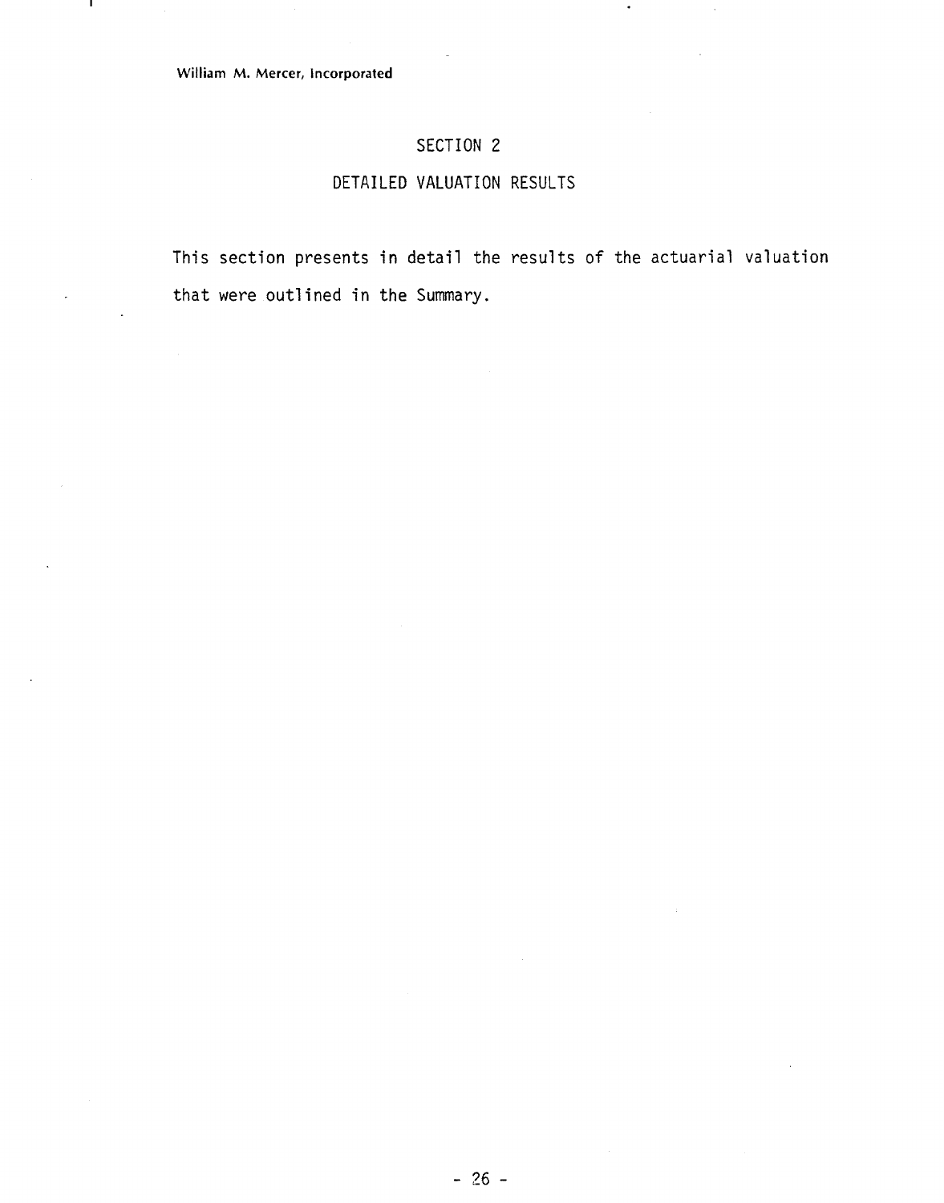# SECTION 2

## DETAILED VALUATION RESULTS

This section presents in detail the results of the actuarial valuation that were outlined in the Summary.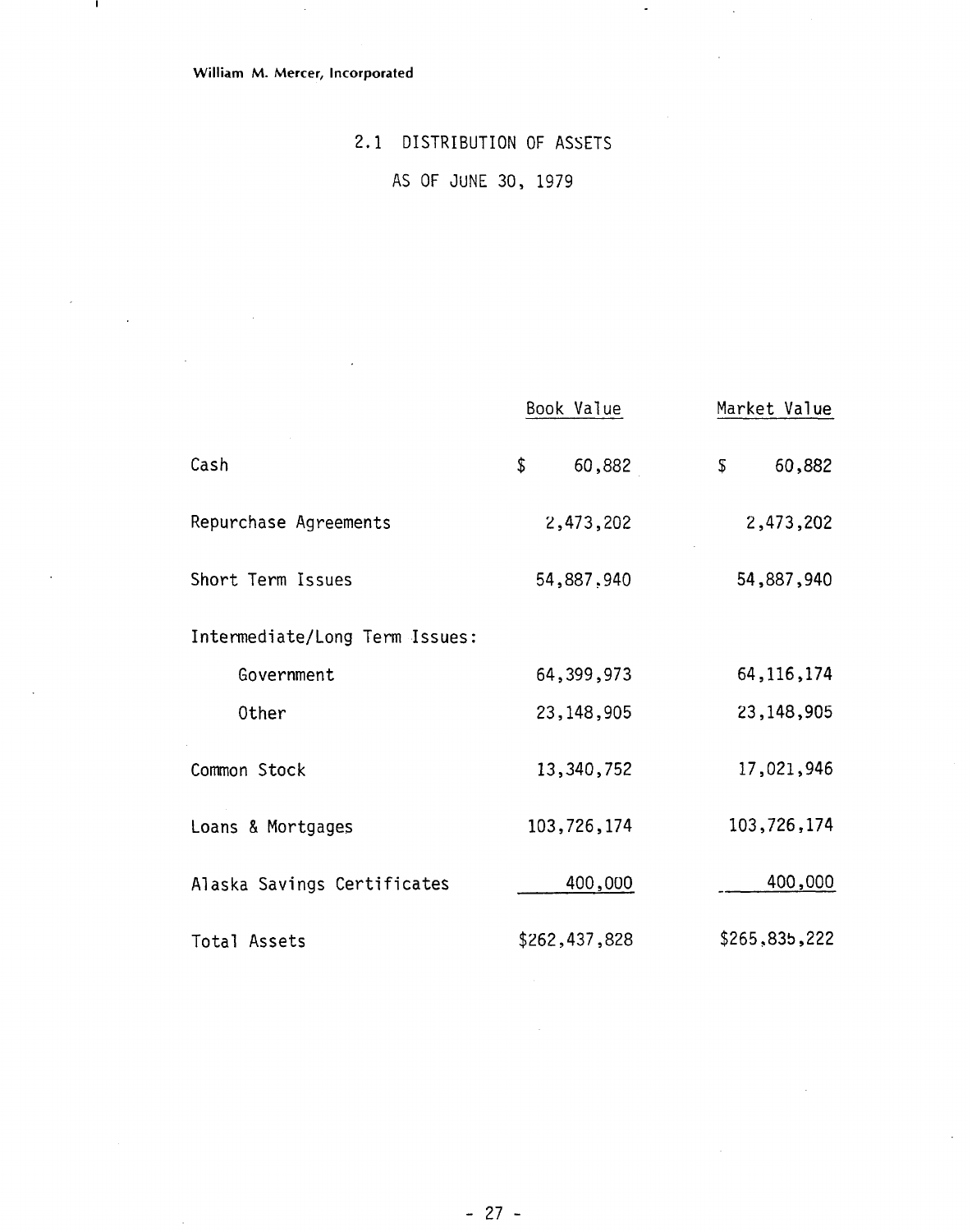William M. Mercer, Incorporated

## 2.1 DISTRIBUTION OF ASSETS

### AS OF JUNE 30, 1979

| | Book Value | Market Value |
|---|---|---|
| Cash | $ 60,882 | $ 60,882 |
| Repurchase Agreements | 2,473,202 | 2,473,202 |
| Short Term Issues | 54,887,940 | 54,887,940 |
| Intermediate/Long Term Issues: | | |
| Government | 64,399,973 | 64,116,174 |
| Other | 23,148,905 | 23,148,905 |
| Common Stock | 13,340,752 | 17,021,946 |
| Loans & Mortgages | 103,726,174 | 103,726,174 |
| Alaska Savings Certificates | 400,000 | 400,000 |
| Total Assets | $262,437,828 | $265,835,222 |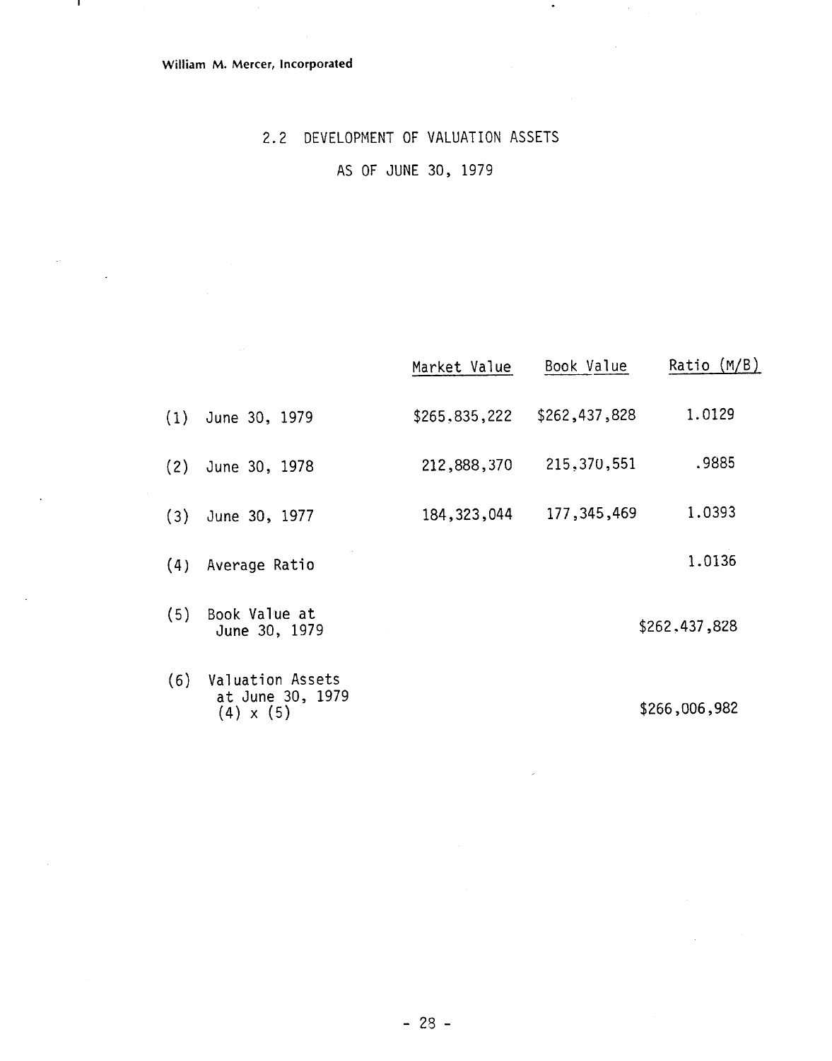William M. Mercer, Incorporated

## 2.2 DEVELOPMENT OF VALUATION ASSETS

### AS OF JUNE 30, 1979

| | | Market Value | Book Value | Ratio (M/B) |
|---|---|---|---|---|
| (1) | June 30, 1979 | $265,835,222 | $262,437,828 | 1.0129 |
| (2) | June 30, 1978 | 212,888,370 | 215,370,551 | .9885 |
| (3) | June 30, 1977 | 184,323,044 | 177,345,469 | 1.0393 |
| (4) | Average Ratio | | | 1.0136 |
| (5) | Book Value at June 30, 1979 | | | $262,437,828 |
| (6) | Valuation Assets at June 30, 1979 (4) x (5) | | | $266,006,982 |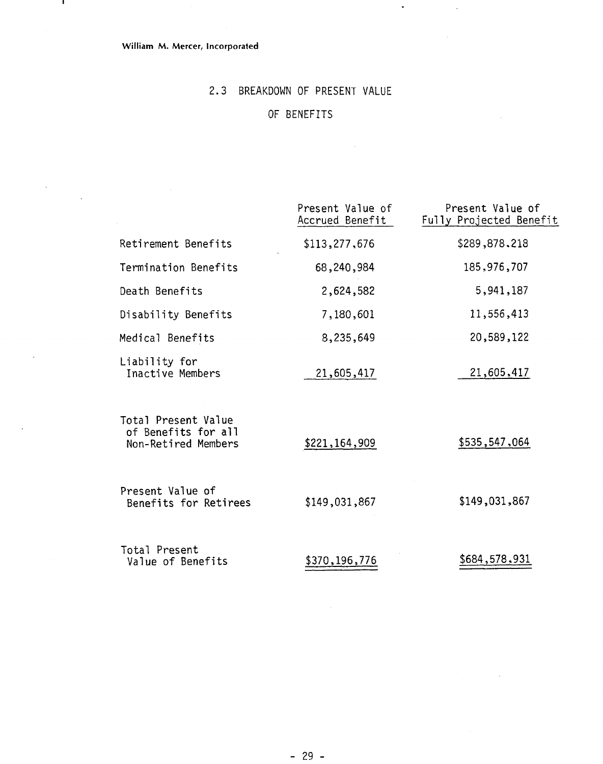## 2.3 BREAKDOWN OF PRESENT VALUE OF BENEFITS

| | Present Value of Accrued Benefit | Present Value of Fully Projected Benefit |
|---|---|---|
| Retirement Benefits | $113,277,676 | $289,878,218 |
| Termination Benefits | 68,240,984 | 185,976,707 |
| Death Benefits | 2,624,582 | 5,941,187 |
| Disability Benefits | 7,180,601 | 11,556,413 |
| Medical Benefits | 8,235,649 | 20,589,122 |
| Liability for Inactive Members | 21,605,417 | 21,605,417 |
| Total Present Value of Benefits for all Non-Retired Members | $221,164,909 | $535,547,064 |
| Present Value of Benefits for Retirees | $149,031,867 | $149,031,867 |
| Total Present Value of Benefits | $370,196,776 | $684,578,931 |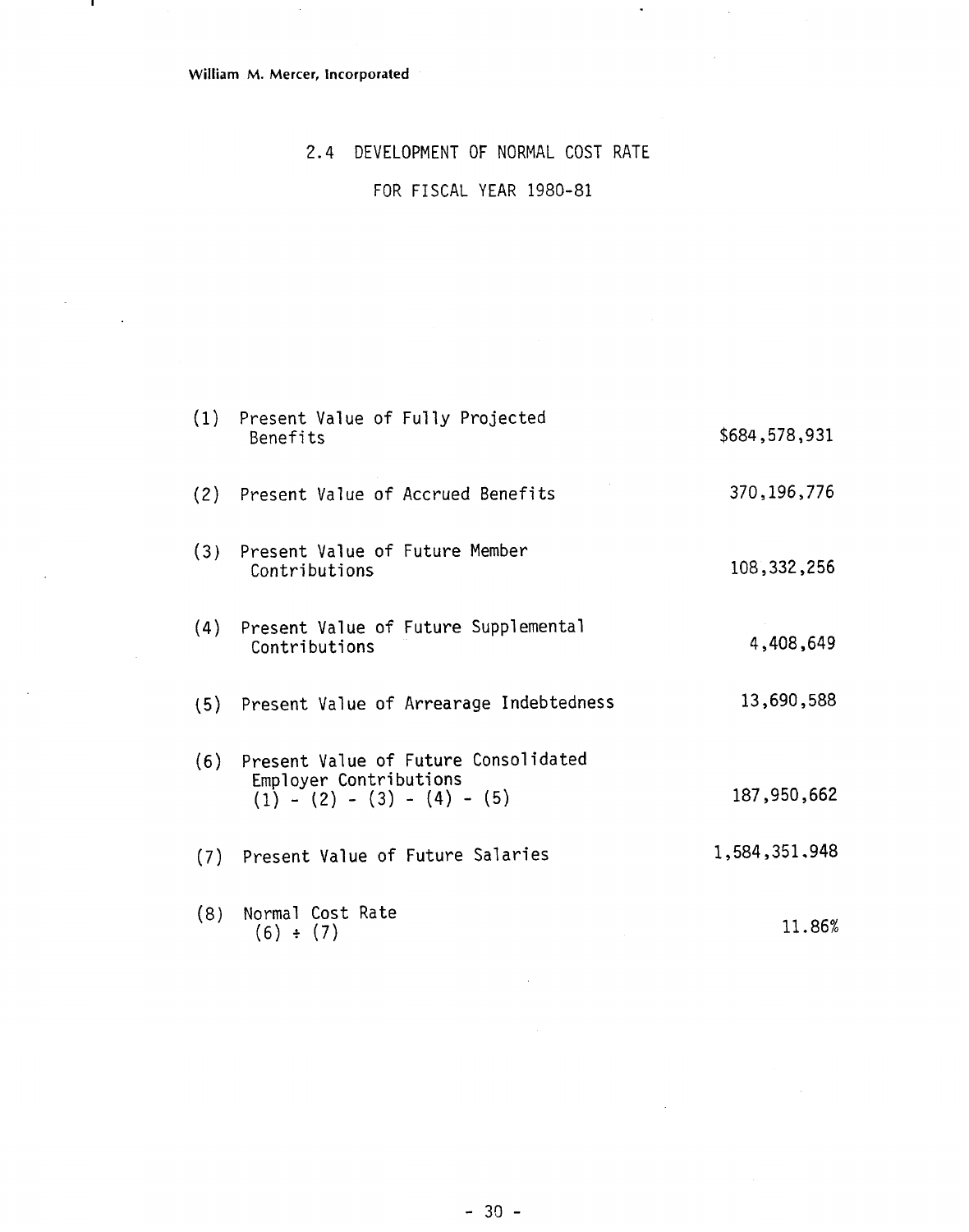## 2.4 DEVELOPMENT OF NORMAL COST RATE

## FOR FISCAL YEAR 1980-81

| | | |
|---|---|---|
| (1) | Present Value of Fully Projected Benefits | \$684,578,931 |
| (2) | Present Value of Accrued Benefits | 370,196,776 |
| (3) | Present Value of Future Member Contributions | 108,332,256 |
| (4) | Present Value of Future Supplemental Contributions | 4,408,649 |
| (5) | Present Value of Arrearage Indebtedness | 13,690,588 |
| (6) | Present Value of Future Consolidated Employer Contributions (1) - (2) - (3) - (4) - (5) | 187,950,662 |
| (7) | Present Value of Future Salaries | 1,584,351,948 |
| (8) | Normal Cost Rate (6) ÷ (7) | 11.86% |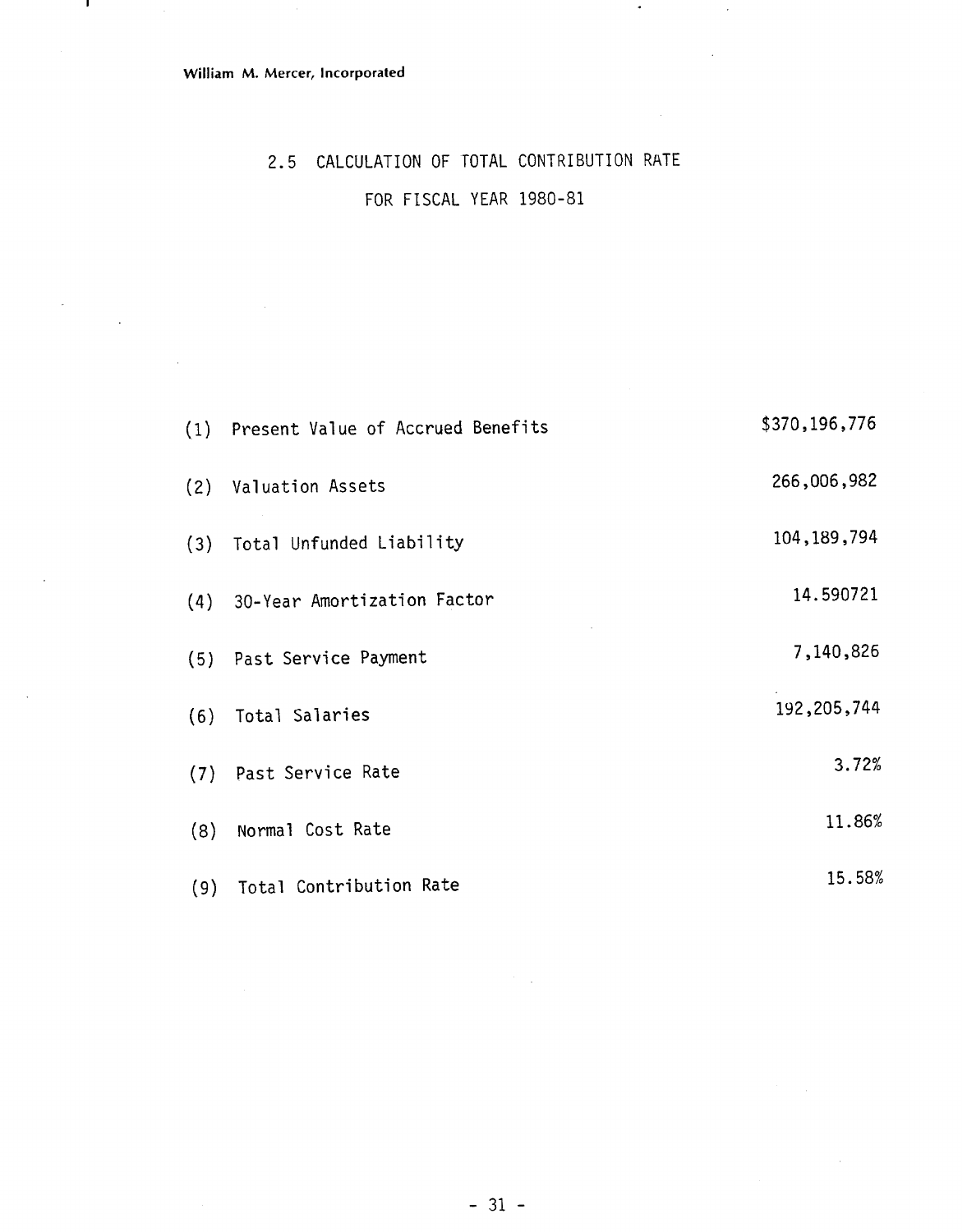William M. Mercer, Incorporated

## 2.5 CALCULATION OF TOTAL CONTRIBUTION RATE FOR FISCAL YEAR 1980-81

| | | |
|---|---|---|
| (1) | Present Value of Accrued Benefits | $370,196,776 |
| (2) | Valuation Assets | 266,006,982 |
| (3) | Total Unfunded Liability | 104,189,794 |
| (4) | 30-Year Amortization Factor | 14.590721 |
| (5) | Past Service Payment | 7,140,826 |
| (6) | Total Salaries | 192,205,744 |
| (7) | Past Service Rate | 3.72% |
| (8) | Normal Cost Rate | 11.86% |
| (9) | Total Contribution Rate | 15.58% |